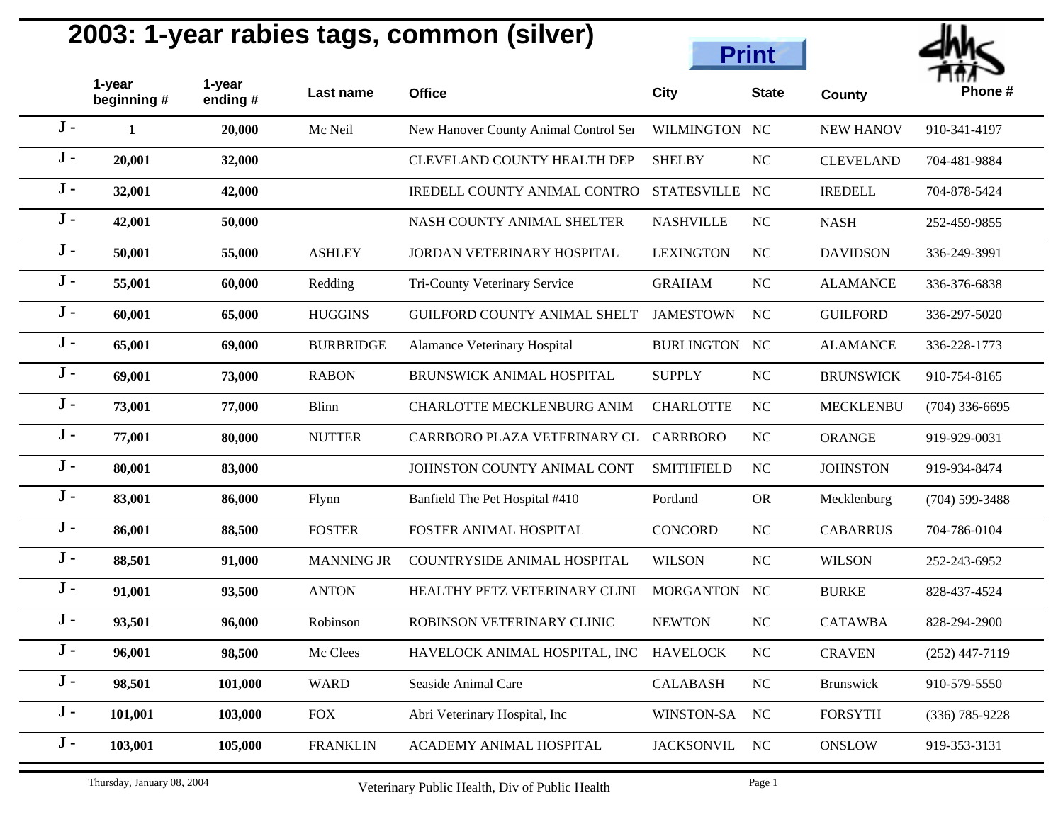# 2003: 1-year rabies tags, common (silver)

| | 1-year beginning # | 1-year ending # | Last name | Office | City | State | County | Phone # |
|---|---|---|---|---|---|---|---|---|
| J - | 1 | 20,000 | Mc Neil | New Hanover County Animal Control Ser | WILMINGTON | NC | NEW HANOV | 910-341-4197 |
| J - | 20,001 | 32,000 | | CLEVELAND COUNTY HEALTH DEP | SHELBY | NC | CLEVELAND | 704-481-9884 |
| J - | 32,001 | 42,000 | | IREDELL COUNTY ANIMAL CONTRO | STATESVILLE | NC | IREDELL | 704-878-5424 |
| J - | 42,001 | 50,000 | | NASH COUNTY ANIMAL SHELTER | NASHVILLE | NC | NASH | 252-459-9855 |
| J - | 50,001 | 55,000 | ASHLEY | JORDAN VETERINARY HOSPITAL | LEXINGTON | NC | DAVIDSON | 336-249-3991 |
| J - | 55,001 | 60,000 | Redding | Tri-County Veterinary Service | GRAHAM | NC | ALAMANCE | 336-376-6838 |
| J - | 60,001 | 65,000 | HUGGINS | GUILFORD COUNTY ANIMAL SHELT | JAMESTOWN | NC | GUILFORD | 336-297-5020 |
| J - | 65,001 | 69,000 | BURBRIDGE | Alamance Veterinary Hospital | BURLINGTON | NC | ALAMANCE | 336-228-1773 |
| J - | 69,001 | 73,000 | RABON | BRUNSWICK ANIMAL HOSPITAL | SUPPLY | NC | BRUNSWICK | 910-754-8165 |
| J - | 73,001 | 77,000 | Blinn | CHARLOTTE MECKLENBURG ANIM | CHARLOTTE | NC | MECKLENBU | (704) 336-6695 |
| J - | 77,001 | 80,000 | NUTTER | CARRBORO PLAZA VETERINARY CL | CARRBORO | NC | ORANGE | 919-929-0031 |
| J - | 80,001 | 83,000 | | JOHNSTON COUNTY ANIMAL CONT | SMITHFIELD | NC | JOHNSTON | 919-934-8474 |
| J - | 83,001 | 86,000 | Flynn | Banfield The Pet Hospital #410 | Portland | OR | Mecklenburg | (704) 599-3488 |
| J - | 86,001 | 88,500 | FOSTER | FOSTER ANIMAL HOSPITAL | CONCORD | NC | CABARRUS | 704-786-0104 |
| J - | 88,501 | 91,000 | MANNING JR | COUNTRYSIDE ANIMAL HOSPITAL | WILSON | NC | WILSON | 252-243-6952 |
| J - | 91,001 | 93,500 | ANTON | HEALTHY PETZ VETERINARY CLINI | MORGANTON | NC | BURKE | 828-437-4524 |
| J - | 93,501 | 96,000 | Robinson | ROBINSON VETERINARY CLINIC | NEWTON | NC | CATAWBA | 828-294-2900 |
| J - | 96,001 | 98,500 | Mc Clees | HAVELOCK ANIMAL HOSPITAL, INC | HAVELOCK | NC | CRAVEN | (252) 447-7119 |
| J - | 98,501 | 101,000 | WARD | Seaside Animal Care | CALABASH | NC | Brunswick | 910-579-5550 |
| J - | 101,001 | 103,000 | FOX | Abri Veterinary Hospital, Inc | WINSTON-SA | NC | FORSYTH | (336) 785-9228 |
| J - | 103,001 | 105,000 | FRANKLIN | ACADEMY ANIMAL HOSPITAL | JACKSONVIL | NC | ONSLOW | 919-353-3131 |

Thursday, January 08, 2004

Veterinary Public Health, Div of Public Health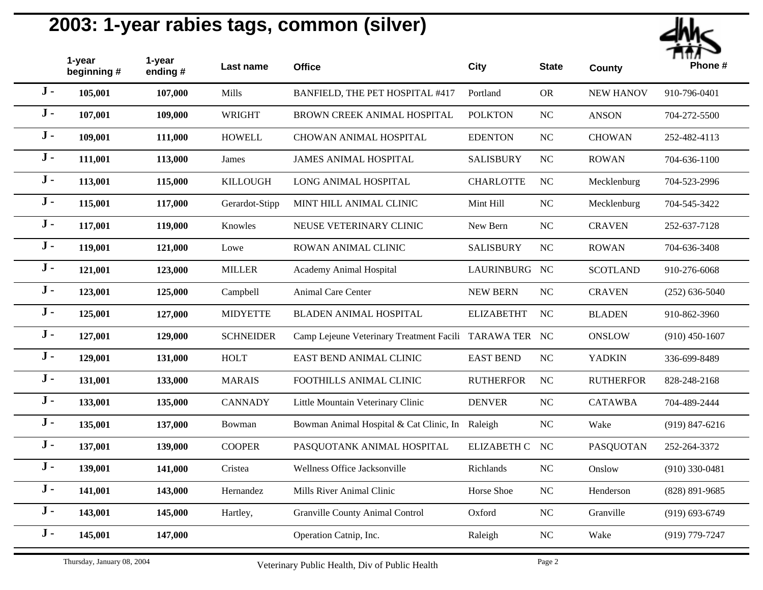# 2003: 1-year rabies tags, common (silver)

| | 1-year beginning # | 1-year ending # | Last name | Office | City | State | County | Phone # |
|---|---|---|---|---|---|---|---|---|
| J - | 105,001 | 107,000 | Mills | BANFIELD, THE PET HOSPITAL #417 | Portland | OR | NEW HANOV | 910-796-0401 |
| J - | 107,001 | 109,000 | WRIGHT | BROWN CREEK ANIMAL HOSPITAL | POLKTON | NC | ANSON | 704-272-5500 |
| J - | 109,001 | 111,000 | HOWELL | CHOWAN ANIMAL HOSPITAL | EDENTON | NC | CHOWAN | 252-482-4113 |
| J - | 111,001 | 113,000 | James | JAMES ANIMAL HOSPITAL | SALISBURY | NC | ROWAN | 704-636-1100 |
| J - | 113,001 | 115,000 | KILLOUGH | LONG ANIMAL HOSPITAL | CHARLOTTE | NC | Mecklenburg | 704-523-2996 |
| J - | 115,001 | 117,000 | Gerardot-Stipp | MINT HILL ANIMAL CLINIC | Mint Hill | NC | Mecklenburg | 704-545-3422 |
| J - | 117,001 | 119,000 | Knowles | NEUSE VETERINARY CLINIC | New Bern | NC | CRAVEN | 252-637-7128 |
| J - | 119,001 | 121,000 | Lowe | ROWAN ANIMAL CLINIC | SALISBURY | NC | ROWAN | 704-636-3408 |
| J - | 121,001 | 123,000 | MILLER | Academy Animal Hospital | LAURINBURG | NC | SCOTLAND | 910-276-6068 |
| J - | 123,001 | 125,000 | Campbell | Animal Care Center | NEW BERN | NC | CRAVEN | (252) 636-5040 |
| J - | 125,001 | 127,000 | MIDYETTE | BLADEN ANIMAL HOSPITAL | ELIZABETHT | NC | BLADEN | 910-862-3960 |
| J - | 127,001 | 129,000 | SCHNEIDER | Camp Lejeune Veterinary Treatment Facili | TARAWA TER | NC | ONSLOW | (910) 450-1607 |
| J - | 129,001 | 131,000 | HOLT | EAST BEND ANIMAL CLINIC | EAST BEND | NC | YADKIN | 336-699-8489 |
| J - | 131,001 | 133,000 | MARAIS | FOOTHILLS ANIMAL CLINIC | RUTHERFOR | NC | RUTHERFOR | 828-248-2168 |
| J - | 133,001 | 135,000 | CANNADY | Little Mountain Veterinary Clinic | DENVER | NC | CATAWBA | 704-489-2444 |
| J - | 135,001 | 137,000 | Bowman | Bowman Animal Hospital & Cat Clinic, In | Raleigh | NC | Wake | (919) 847-6216 |
| J - | 137,001 | 139,000 | COOPER | PASQUOTANK ANIMAL HOSPITAL | ELIZABETH C | NC | PASQUOTAN | 252-264-3372 |
| J - | 139,001 | 141,000 | Cristea | Wellness Office Jacksonville | Richlands | NC | Onslow | (910) 330-0481 |
| J - | 141,001 | 143,000 | Hernandez | Mills River Animal Clinic | Horse Shoe | NC | Henderson | (828) 891-9685 |
| J - | 143,001 | 145,000 | Hartley, | Granville County Animal Control | Oxford | NC | Granville | (919) 693-6749 |
| J - | 145,001 | 147,000 | | Operation Catnip, Inc. | Raleigh | NC | Wake | (919) 779-7247 |

Thursday, January 08, 2004 — Veterinary Public Health, Div of Public Health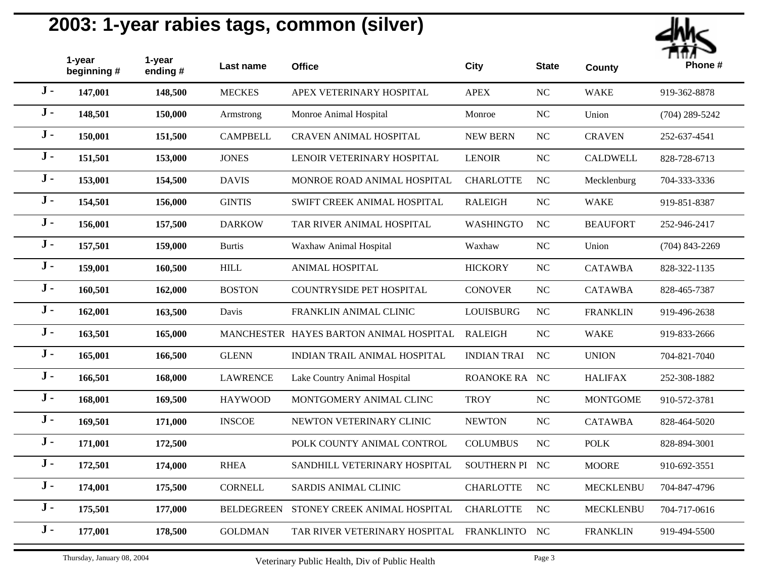# 2003: 1-year rabies tags, common (silver)

| | 1-year beginning # | 1-year ending # | Last name | Office | City | State | County | Phone # |
|---|---|---|---|---|---|---|---|---|
| J - | 147,001 | 148,500 | MECKES | APEX VETERINARY HOSPITAL | APEX | NC | WAKE | 919-362-8878 |
| J - | 148,501 | 150,000 | Armstrong | Monroe Animal Hospital | Monroe | NC | Union | (704) 289-5242 |
| J - | 150,001 | 151,500 | CAMPBELL | CRAVEN ANIMAL HOSPITAL | NEW BERN | NC | CRAVEN | 252-637-4541 |
| J - | 151,501 | 153,000 | JONES | LENOIR VETERINARY HOSPITAL | LENOIR | NC | CALDWELL | 828-728-6713 |
| J - | 153,001 | 154,500 | DAVIS | MONROE ROAD ANIMAL HOSPITAL | CHARLOTTE | NC | Mecklenburg | 704-333-3336 |
| J - | 154,501 | 156,000 | GINTIS | SWIFT CREEK ANIMAL HOSPITAL | RALEIGH | NC | WAKE | 919-851-8387 |
| J - | 156,001 | 157,500 | DARKOW | TAR RIVER ANIMAL HOSPITAL | WASHINGTO | NC | BEAUFORT | 252-946-2417 |
| J - | 157,501 | 159,000 | Burtis | Waxhaw Animal Hospital | Waxhaw | NC | Union | (704) 843-2269 |
| J - | 159,001 | 160,500 | HILL | ANIMAL HOSPITAL | HICKORY | NC | CATAWBA | 828-322-1135 |
| J - | 160,501 | 162,000 | BOSTON | COUNTRYSIDE PET HOSPITAL | CONOVER | NC | CATAWBA | 828-465-7387 |
| J - | 162,001 | 163,500 | Davis | FRANKLIN ANIMAL CLINIC | LOUISBURG | NC | FRANKLIN | 919-496-2638 |
| J - | 163,501 | 165,000 | MANCHESTER | HAYES BARTON ANIMAL HOSPITAL | RALEIGH | NC | WAKE | 919-833-2666 |
| J - | 165,001 | 166,500 | GLENN | INDIAN TRAIL ANIMAL HOSPITAL | INDIAN TRAI | NC | UNION | 704-821-7040 |
| J - | 166,501 | 168,000 | LAWRENCE | Lake Country Animal Hospital | ROANOKE RA | NC | HALIFAX | 252-308-1882 |
| J - | 168,001 | 169,500 | HAYWOOD | MONTGOMERY ANIMAL CLINC | TROY | NC | MONTGOME | 910-572-3781 |
| J - | 169,501 | 171,000 | INSCOE | NEWTON VETERINARY CLINIC | NEWTON | NC | CATAWBA | 828-464-5020 |
| J - | 171,001 | 172,500 | | POLK COUNTY ANIMAL CONTROL | COLUMBUS | NC | POLK | 828-894-3001 |
| J - | 172,501 | 174,000 | RHEA | SANDHILL VETERINARY HOSPITAL | SOUTHERN PI | NC | MOORE | 910-692-3551 |
| J - | 174,001 | 175,500 | CORNELL | SARDIS ANIMAL CLINIC | CHARLOTTE | NC | MECKLENBU | 704-847-4796 |
| J - | 175,501 | 177,000 | BELDEGREEN | STONEY CREEK ANIMAL HOSPITAL | CHARLOTTE | NC | MECKLENBU | 704-717-0616 |
| J - | 177,001 | 178,500 | GOLDMAN | TAR RIVER VETERINARY HOSPITAL | FRANKLINTO | NC | FRANKLIN | 919-494-5500 |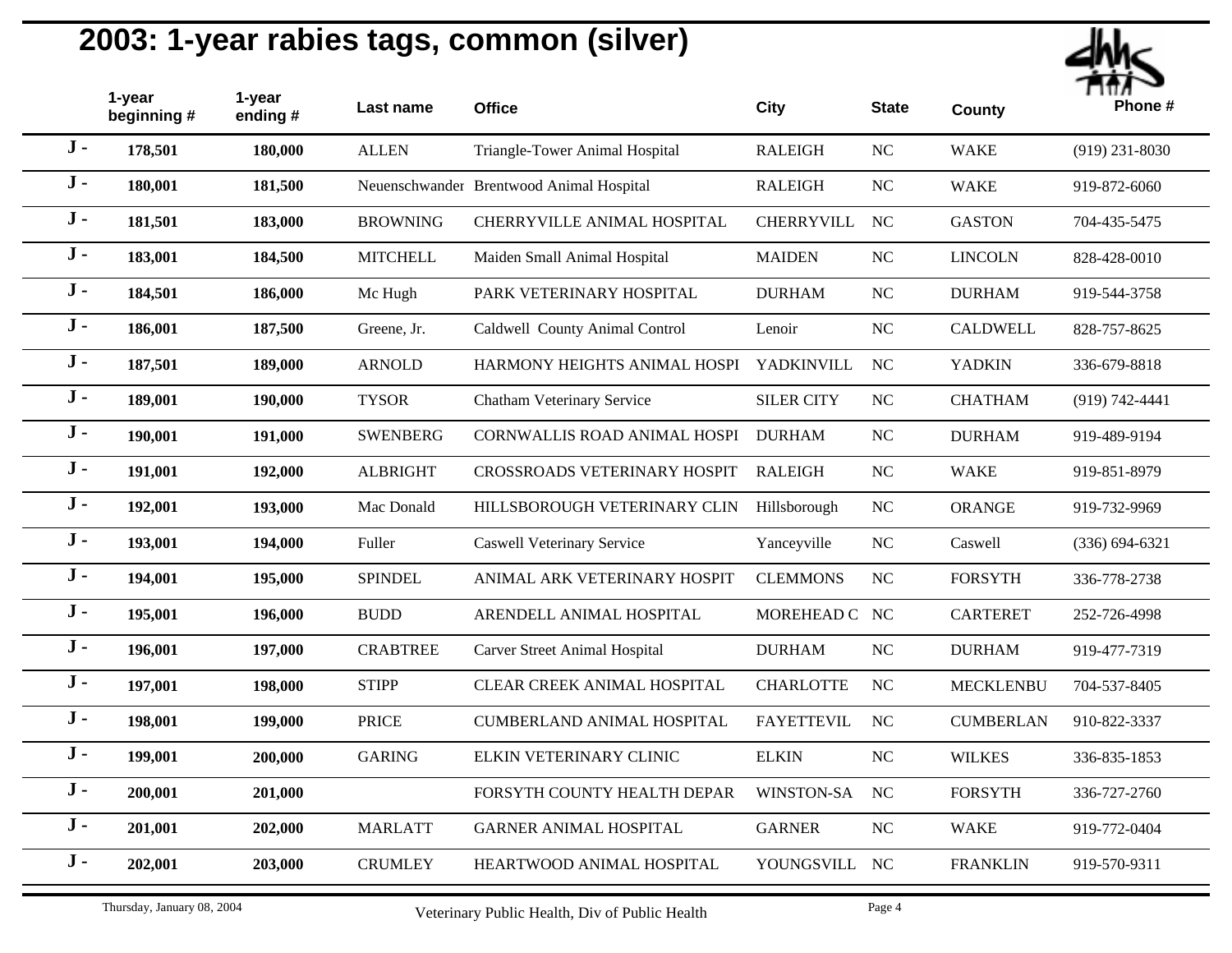# 2003: 1-year rabies tags, common (silver)

| | 1-year beginning # | 1-year ending # | Last name | Office | City | State | County | Phone # |
|---|---|---|---|---|---|---|---|---|
| J - | 178,501 | 180,000 | ALLEN | Triangle-Tower Animal Hospital | RALEIGH | NC | WAKE | (919) 231-8030 |
| J - | 180,001 | 181,500 | Neuenschwander | Brentwood Animal Hospital | RALEIGH | NC | WAKE | 919-872-6060 |
| J - | 181,501 | 183,000 | BROWNING | CHERRYVILLE ANIMAL HOSPITAL | CHERRYVILL | NC | GASTON | 704-435-5475 |
| J - | 183,001 | 184,500 | MITCHELL | Maiden Small Animal Hospital | MAIDEN | NC | LINCOLN | 828-428-0010 |
| J - | 184,501 | 186,000 | Mc Hugh | PARK VETERINARY HOSPITAL | DURHAM | NC | DURHAM | 919-544-3758 |
| J - | 186,001 | 187,500 | Greene, Jr. | Caldwell County Animal Control | Lenoir | NC | CALDWELL | 828-757-8625 |
| J - | 187,501 | 189,000 | ARNOLD | HARMONY HEIGHTS ANIMAL HOSPI | YADKINVILL | NC | YADKIN | 336-679-8818 |
| J - | 189,001 | 190,000 | TYSOR | Chatham Veterinary Service | SILER CITY | NC | CHATHAM | (919) 742-4441 |
| J - | 190,001 | 191,000 | SWENBERG | CORNWALLIS ROAD ANIMAL HOSPI | DURHAM | NC | DURHAM | 919-489-9194 |
| J - | 191,001 | 192,000 | ALBRIGHT | CROSSROADS VETERINARY HOSPIT | RALEIGH | NC | WAKE | 919-851-8979 |
| J - | 192,001 | 193,000 | Mac Donald | HILLSBOROUGH VETERINARY CLIN | Hillsborough | NC | ORANGE | 919-732-9969 |
| J - | 193,001 | 194,000 | Fuller | Caswell Veterinary Service | Yanceyville | NC | Caswell | (336) 694-6321 |
| J - | 194,001 | 195,000 | SPINDEL | ANIMAL ARK VETERINARY HOSPIT | CLEMMONS | NC | FORSYTH | 336-778-2738 |
| J - | 195,001 | 196,000 | BUDD | ARENDELL ANIMAL HOSPITAL | MOREHEAD C | NC | CARTERET | 252-726-4998 |
| J - | 196,001 | 197,000 | CRABTREE | Carver Street Animal Hospital | DURHAM | NC | DURHAM | 919-477-7319 |
| J - | 197,001 | 198,000 | STIPP | CLEAR CREEK ANIMAL HOSPITAL | CHARLOTTE | NC | MECKLENBU | 704-537-8405 |
| J - | 198,001 | 199,000 | PRICE | CUMBERLAND ANIMAL HOSPITAL | FAYETTEVIL | NC | CUMBERLAN | 910-822-3337 |
| J - | 199,001 | 200,000 | GARING | ELKIN VETERINARY CLINIC | ELKIN | NC | WILKES | 336-835-1853 |
| J - | 200,001 | 201,000 | | FORSYTH COUNTY HEALTH DEPAR | WINSTON-SA | NC | FORSYTH | 336-727-2760 |
| J - | 201,001 | 202,000 | MARLATT | GARNER ANIMAL HOSPITAL | GARNER | NC | WAKE | 919-772-0404 |
| J - | 202,001 | 203,000 | CRUMLEY | HEARTWOOD ANIMAL HOSPITAL | YOUNGSVILL | NC | FRANKLIN | 919-570-9311 |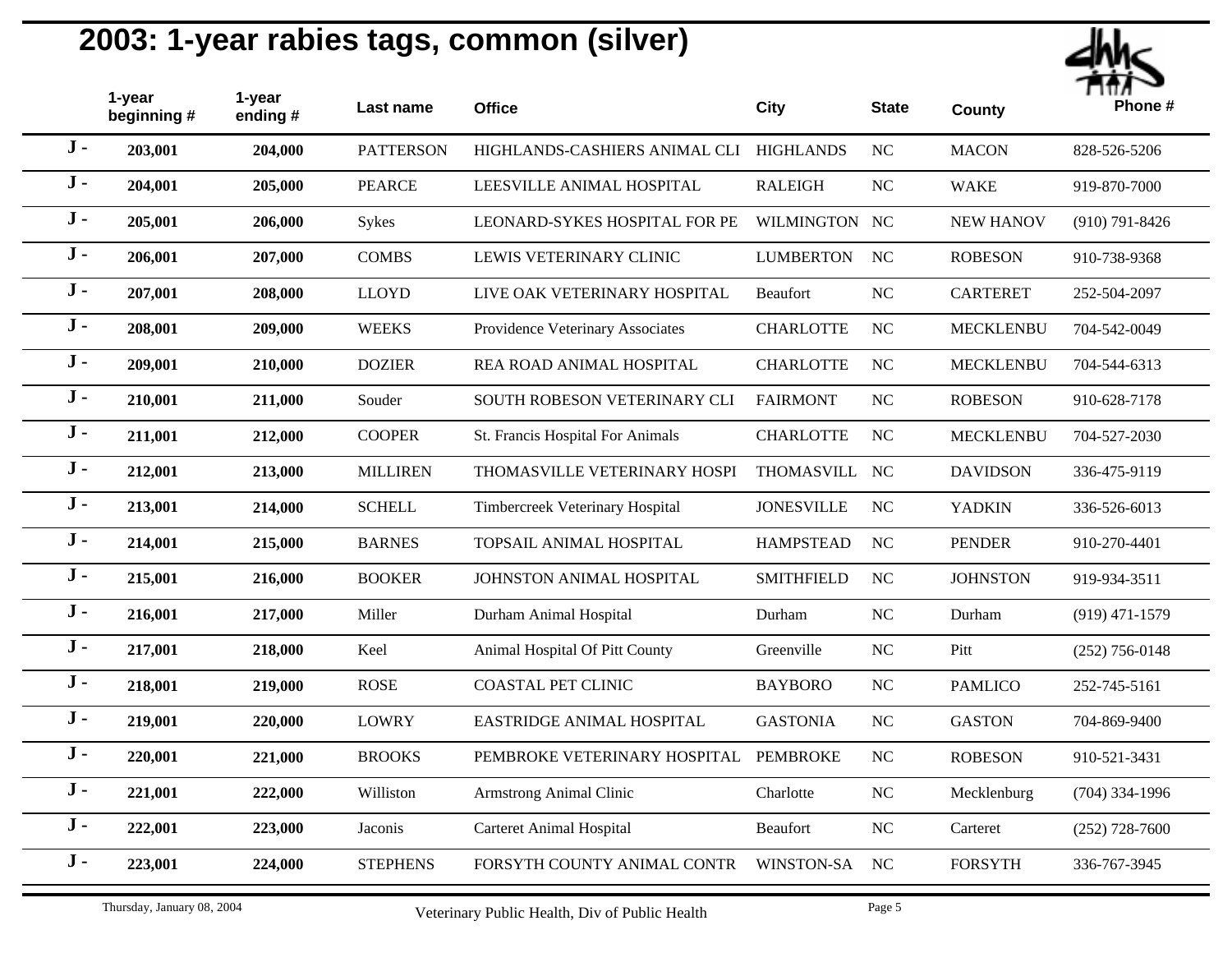# 2003: 1-year rabies tags, common (silver)

| | 1-year beginning # | 1-year ending # | Last name | Office | City | State | County | Phone # |
|---|---|---|---|---|---|---|---|---|
| J - | 203,001 | 204,000 | PATTERSON | HIGHLANDS-CASHIERS ANIMAL CLI | HIGHLANDS | NC | MACON | 828-526-5206 |
| J - | 204,001 | 205,000 | PEARCE | LEESVILLE ANIMAL HOSPITAL | RALEIGH | NC | WAKE | 919-870-7000 |
| J - | 205,001 | 206,000 | Sykes | LEONARD-SYKES HOSPITAL FOR PE | WILMINGTON | NC | NEW HANOV | (910) 791-8426 |
| J - | 206,001 | 207,000 | COMBS | LEWIS VETERINARY CLINIC | LUMBERTON | NC | ROBESON | 910-738-9368 |
| J - | 207,001 | 208,000 | LLOYD | LIVE OAK VETERINARY HOSPITAL | Beaufort | NC | CARTERET | 252-504-2097 |
| J - | 208,001 | 209,000 | WEEKS | Providence Veterinary Associates | CHARLOTTE | NC | MECKLENBU | 704-542-0049 |
| J - | 209,001 | 210,000 | DOZIER | REA ROAD ANIMAL HOSPITAL | CHARLOTTE | NC | MECKLENBU | 704-544-6313 |
| J - | 210,001 | 211,000 | Souder | SOUTH ROBESON VETERINARY CLI | FAIRMONT | NC | ROBESON | 910-628-7178 |
| J - | 211,001 | 212,000 | COOPER | St. Francis Hospital For Animals | CHARLOTTE | NC | MECKLENBU | 704-527-2030 |
| J - | 212,001 | 213,000 | MILLIREN | THOMASVILLE VETERINARY HOSPI | THOMASVILL | NC | DAVIDSON | 336-475-9119 |
| J - | 213,001 | 214,000 | SCHELL | Timbercreek Veterinary Hospital | JONESVILLE | NC | YADKIN | 336-526-6013 |
| J - | 214,001 | 215,000 | BARNES | TOPSAIL ANIMAL HOSPITAL | HAMPSTEAD | NC | PENDER | 910-270-4401 |
| J - | 215,001 | 216,000 | BOOKER | JOHNSTON ANIMAL HOSPITAL | SMITHFIELD | NC | JOHNSTON | 919-934-3511 |
| J - | 216,001 | 217,000 | Miller | Durham Animal Hospital | Durham | NC | Durham | (919) 471-1579 |
| J - | 217,001 | 218,000 | Keel | Animal Hospital Of Pitt County | Greenville | NC | Pitt | (252) 756-0148 |
| J - | 218,001 | 219,000 | ROSE | COASTAL PET CLINIC | BAYBORO | NC | PAMLICO | 252-745-5161 |
| J - | 219,001 | 220,000 | LOWRY | EASTRIDGE ANIMAL HOSPITAL | GASTONIA | NC | GASTON | 704-869-9400 |
| J - | 220,001 | 221,000 | BROOKS | PEMBROKE VETERINARY HOSPITAL | PEMBROKE | NC | ROBESON | 910-521-3431 |
| J - | 221,001 | 222,000 | Williston | Armstrong Animal Clinic | Charlotte | NC | Mecklenburg | (704) 334-1996 |
| J - | 222,001 | 223,000 | Jaconis | Carteret Animal Hospital | Beaufort | NC | Carteret | (252) 728-7600 |
| J - | 223,001 | 224,000 | STEPHENS | FORSYTH COUNTY ANIMAL CONTR | WINSTON-SA | NC | FORSYTH | 336-767-3945 |

Thursday, January 08, 2004 — Veterinary Public Health, Div of Public Health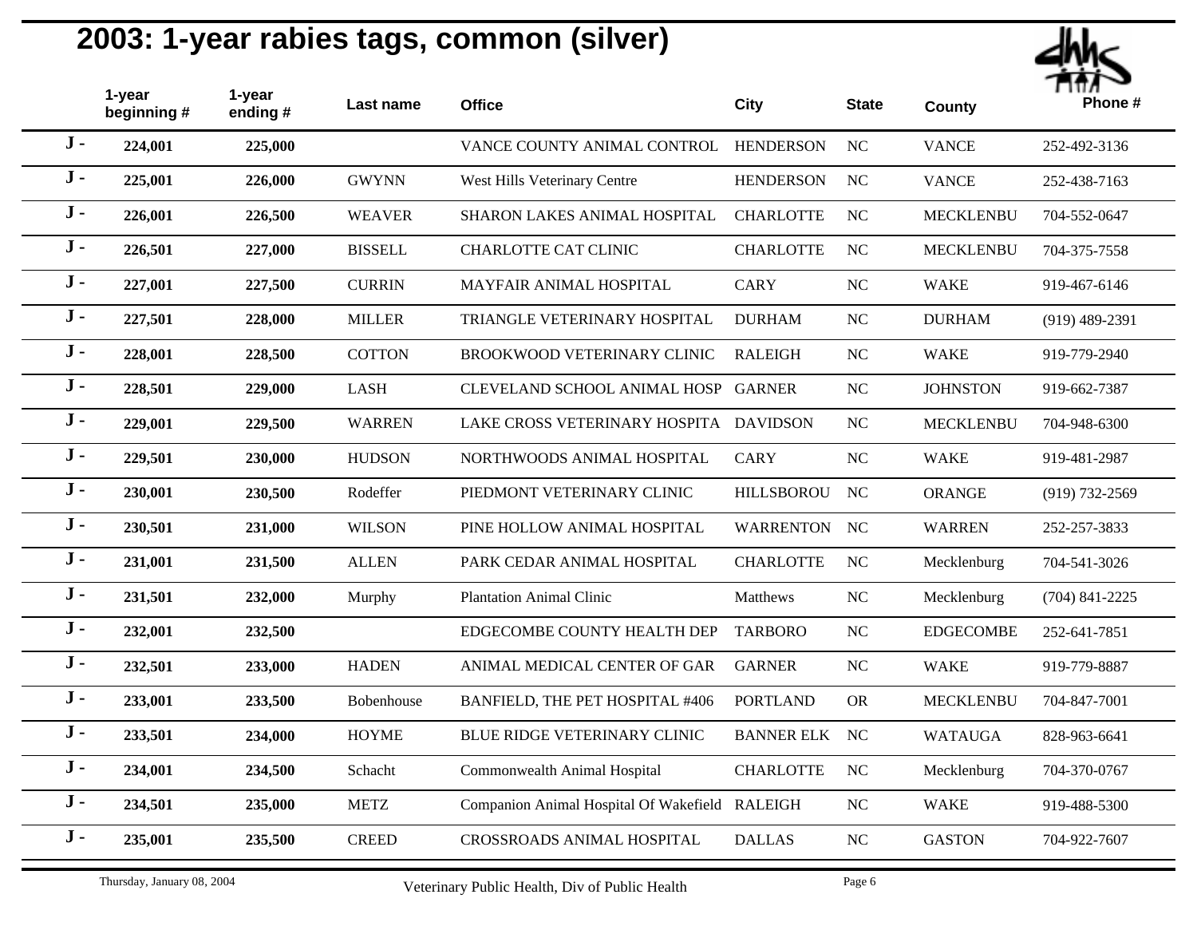# 2003: 1-year rabies tags, common (silver)

| | 1-year beginning # | 1-year ending # | Last name | Office | City | State | County | Phone # |
|---|---|---|---|---|---|---|---|---|
| J - | 224,001 | 225,000 | | VANCE COUNTY ANIMAL CONTROL | HENDERSON | NC | VANCE | 252-492-3136 |
| J - | 225,001 | 226,000 | GWYNN | West Hills Veterinary Centre | HENDERSON | NC | VANCE | 252-438-7163 |
| J - | 226,001 | 226,500 | WEAVER | SHARON LAKES ANIMAL HOSPITAL | CHARLOTTE | NC | MECKLENBU | 704-552-0647 |
| J - | 226,501 | 227,000 | BISSELL | CHARLOTTE CAT CLINIC | CHARLOTTE | NC | MECKLENBU | 704-375-7558 |
| J - | 227,001 | 227,500 | CURRIN | MAYFAIR ANIMAL HOSPITAL | CARY | NC | WAKE | 919-467-6146 |
| J - | 227,501 | 228,000 | MILLER | TRIANGLE VETERINARY HOSPITAL | DURHAM | NC | DURHAM | (919) 489-2391 |
| J - | 228,001 | 228,500 | COTTON | BROOKWOOD VETERINARY CLINIC | RALEIGH | NC | WAKE | 919-779-2940 |
| J - | 228,501 | 229,000 | LASH | CLEVELAND SCHOOL ANIMAL HOSP | GARNER | NC | JOHNSTON | 919-662-7387 |
| J - | 229,001 | 229,500 | WARREN | LAKE CROSS VETERINARY HOSPITA | DAVIDSON | NC | MECKLENBU | 704-948-6300 |
| J - | 229,501 | 230,000 | HUDSON | NORTHWOODS ANIMAL HOSPITAL | CARY | NC | WAKE | 919-481-2987 |
| J - | 230,001 | 230,500 | Rodeffer | PIEDMONT VETERINARY CLINIC | HILLSBOROU | NC | ORANGE | (919) 732-2569 |
| J - | 230,501 | 231,000 | WILSON | PINE HOLLOW ANIMAL HOSPITAL | WARRENTON | NC | WARREN | 252-257-3833 |
| J - | 231,001 | 231,500 | ALLEN | PARK CEDAR ANIMAL HOSPITAL | CHARLOTTE | NC | Mecklenburg | 704-541-3026 |
| J - | 231,501 | 232,000 | Murphy | Plantation Animal Clinic | Matthews | NC | Mecklenburg | (704) 841-2225 |
| J - | 232,001 | 232,500 | | EDGECOMBE COUNTY HEALTH DEP | TARBORO | NC | EDGECOMBE | 252-641-7851 |
| J - | 232,501 | 233,000 | HADEN | ANIMAL MEDICAL CENTER OF GAR | GARNER | NC | WAKE | 919-779-8887 |
| J - | 233,001 | 233,500 | Bobenhouse | BANFIELD, THE PET HOSPITAL #406 | PORTLAND | OR | MECKLENBU | 704-847-7001 |
| J - | 233,501 | 234,000 | HOYME | BLUE RIDGE VETERINARY CLINIC | BANNER ELK | NC | WATAUGA | 828-963-6641 |
| J - | 234,001 | 234,500 | Schacht | Commonwealth Animal Hospital | CHARLOTTE | NC | Mecklenburg | 704-370-0767 |
| J - | 234,501 | 235,000 | METZ | Companion Animal Hospital Of Wakefield | RALEIGH | NC | WAKE | 919-488-5300 |
| J - | 235,001 | 235,500 | CREED | CROSSROADS ANIMAL HOSPITAL | DALLAS | NC | GASTON | 704-922-7607 |

Thursday, January 08, 2004 — Veterinary Public Health, Div of Public Health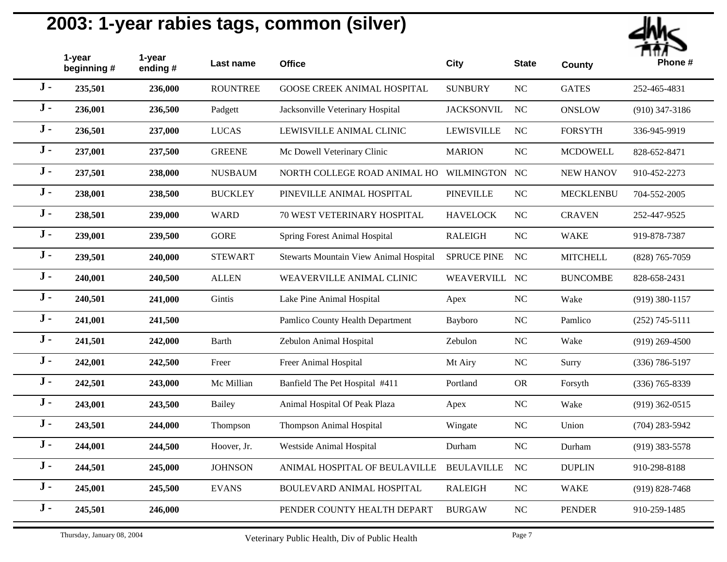## 2003: 1-year rabies tags, common (silver)

| | 1-year beginning # | 1-year ending # | Last name | Office | City | State | County | Phone # |
|---|---|---|---|---|---|---|---|---|
| J - | **235,501** | **236,000** | ROUNTREE | GOOSE CREEK ANIMAL HOSPITAL | SUNBURY | NC | GATES | 252-465-4831 |
| J - | **236,001** | **236,500** | Padgett | Jacksonville Veterinary Hospital | JACKSONVIL | NC | ONSLOW | (910) 347-3186 |
| J - | **236,501** | **237,000** | LUCAS | LEWISVILLE ANIMAL CLINIC | LEWISVILLE | NC | FORSYTH | 336-945-9919 |
| J - | **237,001** | **237,500** | GREENE | Mc Dowell Veterinary Clinic | MARION | NC | MCDOWELL | 828-652-8471 |
| J - | **237,501** | **238,000** | NUSBAUM | NORTH COLLEGE ROAD ANIMAL HO | WILMINGTON | NC | NEW HANOV | 910-452-2273 |
| J - | **238,001** | **238,500** | BUCKLEY | PINEVILLE ANIMAL HOSPITAL | PINEVILLE | NC | MECKLENBU | 704-552-2005 |
| J - | **238,501** | **239,000** | WARD | 70 WEST VETERINARY HOSPITAL | HAVELOCK | NC | CRAVEN | 252-447-9525 |
| J - | **239,001** | **239,500** | GORE | Spring Forest Animal Hospital | RALEIGH | NC | WAKE | 919-878-7387 |
| J - | **239,501** | **240,000** | STEWART | Stewarts Mountain View Animal Hospital | SPRUCE PINE | NC | MITCHELL | (828) 765-7059 |
| J - | **240,001** | **240,500** | ALLEN | WEAVERVILLE ANIMAL CLINIC | WEAVERVILL | NC | BUNCOMBE | 828-658-2431 |
| J - | **240,501** | **241,000** | Gintis | Lake Pine Animal Hospital | Apex | NC | Wake | (919) 380-1157 |
| J - | **241,001** | **241,500** | | Pamlico County Health Department | Bayboro | NC | Pamlico | (252) 745-5111 |
| J - | **241,501** | **242,000** | Barth | Zebulon Animal Hospital | Zebulon | NC | Wake | (919) 269-4500 |
| J - | **242,001** | **242,500** | Freer | Freer Animal Hospital | Mt Airy | NC | Surry | (336) 786-5197 |
| J - | **242,501** | **243,000** | Mc Millian | Banfield The Pet Hospital #411 | Portland | OR | Forsyth | (336) 765-8339 |
| J - | **243,001** | **243,500** | Bailey | Animal Hospital Of Peak Plaza | Apex | NC | Wake | (919) 362-0515 |
| J - | **243,501** | **244,000** | Thompson | Thompson Animal Hospital | Wingate | NC | Union | (704) 283-5942 |
| J - | **244,001** | **244,500** | Hoover, Jr. | Westside Animal Hospital | Durham | NC | Durham | (919) 383-5578 |
| J - | **244,501** | **245,000** | JOHNSON | ANIMAL HOSPITAL OF BEULAVILLE | BEULAVILLE | NC | DUPLIN | 910-298-8188 |
| J - | **245,001** | **245,500** | EVANS | BOULEVARD ANIMAL HOSPITAL | RALEIGH | NC | WAKE | (919) 828-7468 |
| J - | **245,501** | **246,000** | | PENDER COUNTY HEALTH DEPART | BURGAW | NC | PENDER | 910-259-1485 |

Thursday, January 08, 2004 — Veterinary Public Health, Div of Public Health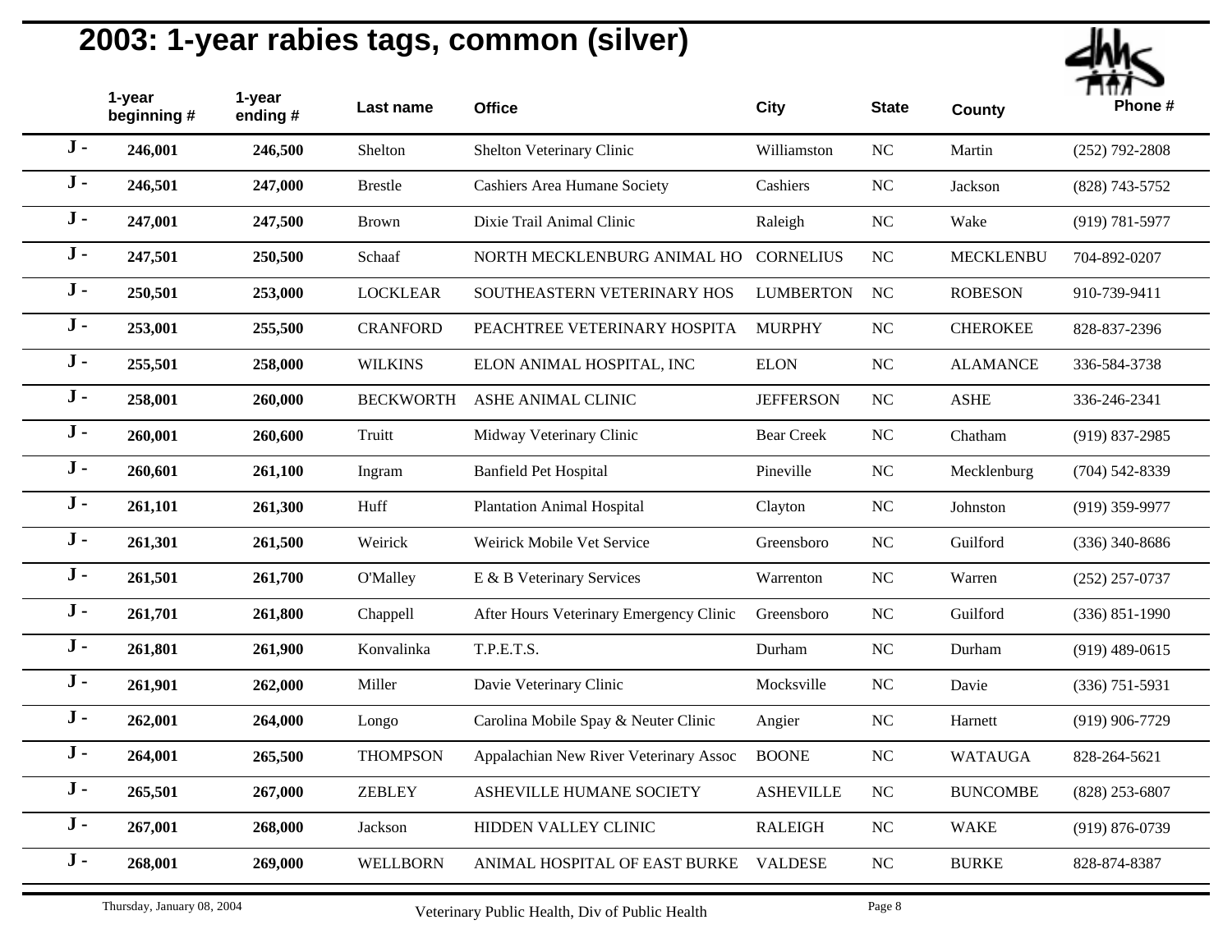## 2003: 1-year rabies tags, common (silver)

| | 1-year beginning # | 1-year ending # | Last name | Office | City | State | County | Phone # |
|---|---|---|---|---|---|---|---|---|
| J - | 246,001 | 246,500 | Shelton | Shelton Veterinary Clinic | Williamston | NC | Martin | (252) 792-2808 |
| J - | 246,501 | 247,000 | Brestle | Cashiers Area Humane Society | Cashiers | NC | Jackson | (828) 743-5752 |
| J - | 247,001 | 247,500 | Brown | Dixie Trail Animal Clinic | Raleigh | NC | Wake | (919) 781-5977 |
| J - | 247,501 | 250,500 | Schaaf | NORTH MECKLENBURG ANIMAL HO | CORNELIUS | NC | MECKLENBU | 704-892-0207 |
| J - | 250,501 | 253,000 | LOCKLEAR | SOUTHEASTERN VETERINARY HOS | LUMBERTON | NC | ROBESON | 910-739-9411 |
| J - | 253,001 | 255,500 | CRANFORD | PEACHTREE VETERINARY HOSPITA | MURPHY | NC | CHEROKEE | 828-837-2396 |
| J - | 255,501 | 258,000 | WILKINS | ELON ANIMAL HOSPITAL, INC | ELON | NC | ALAMANCE | 336-584-3738 |
| J - | 258,001 | 260,000 | BECKWORTH | ASHE ANIMAL CLINIC | JEFFERSON | NC | ASHE | 336-246-2341 |
| J - | 260,001 | 260,600 | Truitt | Midway Veterinary Clinic | Bear Creek | NC | Chatham | (919) 837-2985 |
| J - | 260,601 | 261,100 | Ingram | Banfield Pet Hospital | Pineville | NC | Mecklenburg | (704) 542-8339 |
| J - | 261,101 | 261,300 | Huff | Plantation Animal Hospital | Clayton | NC | Johnston | (919) 359-9977 |
| J - | 261,301 | 261,500 | Weirick | Weirick Mobile Vet Service | Greensboro | NC | Guilford | (336) 340-8686 |
| J - | 261,501 | 261,700 | O'Malley | E & B Veterinary Services | Warrenton | NC | Warren | (252) 257-0737 |
| J - | 261,701 | 261,800 | Chappell | After Hours Veterinary Emergency Clinic | Greensboro | NC | Guilford | (336) 851-1990 |
| J - | 261,801 | 261,900 | Konvalinka | T.P.E.T.S. | Durham | NC | Durham | (919) 489-0615 |
| J - | 261,901 | 262,000 | Miller | Davie Veterinary Clinic | Mocksville | NC | Davie | (336) 751-5931 |
| J - | 262,001 | 264,000 | Longo | Carolina Mobile Spay & Neuter Clinic | Angier | NC | Harnett | (919) 906-7729 |
| J - | 264,001 | 265,500 | THOMPSON | Appalachian New River Veterinary Assoc | BOONE | NC | WATAUGA | 828-264-5621 |
| J - | 265,501 | 267,000 | ZEBLEY | ASHEVILLE HUMANE SOCIETY | ASHEVILLE | NC | BUNCOMBE | (828) 253-6807 |
| J - | 267,001 | 268,000 | Jackson | HIDDEN VALLEY CLINIC | RALEIGH | NC | WAKE | (919) 876-0739 |
| J - | 268,001 | 269,000 | WELLBORN | ANIMAL HOSPITAL OF EAST BURKE | VALDESE | NC | BURKE | 828-874-8387 |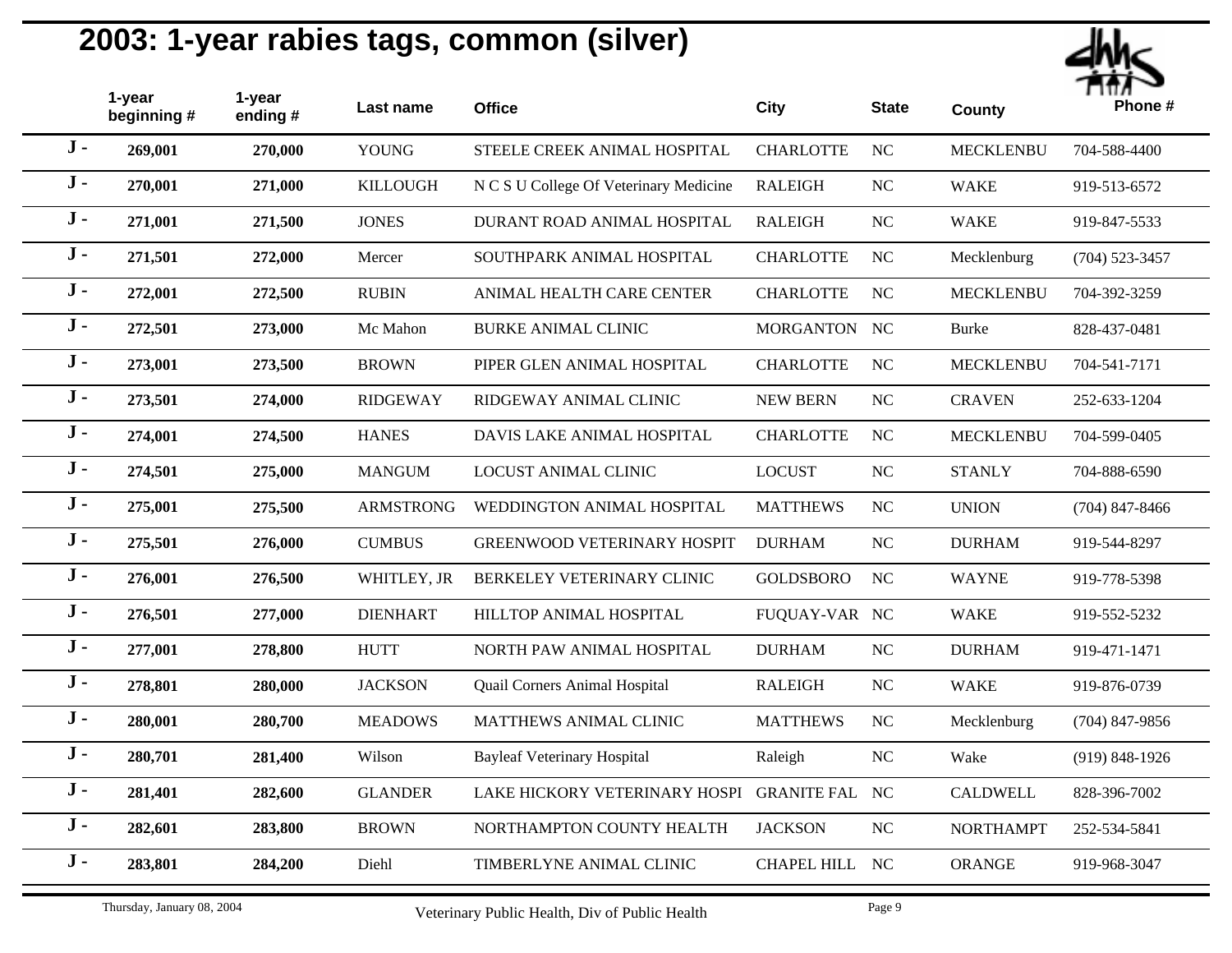# 2003: 1-year rabies tags, common (silver)

| | 1-year beginning # | 1-year ending # | Last name | Office | City | State | County | Phone # |
|---|---|---|---|---|---|---|---|---|
| J - | 269,001 | 270,000 | YOUNG | STEELE CREEK ANIMAL HOSPITAL | CHARLOTTE | NC | MECKLENBU | 704-588-4400 |
| J - | 270,001 | 271,000 | KILLOUGH | N C S U College Of Veterinary Medicine | RALEIGH | NC | WAKE | 919-513-6572 |
| J - | 271,001 | 271,500 | JONES | DURANT ROAD ANIMAL HOSPITAL | RALEIGH | NC | WAKE | 919-847-5533 |
| J - | 271,501 | 272,000 | Mercer | SOUTHPARK ANIMAL HOSPITAL | CHARLOTTE | NC | Mecklenburg | (704) 523-3457 |
| J - | 272,001 | 272,500 | RUBIN | ANIMAL HEALTH CARE CENTER | CHARLOTTE | NC | MECKLENBU | 704-392-3259 |
| J - | 272,501 | 273,000 | Mc Mahon | BURKE ANIMAL CLINIC | MORGANTON | NC | Burke | 828-437-0481 |
| J - | 273,001 | 273,500 | BROWN | PIPER GLEN ANIMAL HOSPITAL | CHARLOTTE | NC | MECKLENBU | 704-541-7171 |
| J - | 273,501 | 274,000 | RIDGEWAY | RIDGEWAY ANIMAL CLINIC | NEW BERN | NC | CRAVEN | 252-633-1204 |
| J - | 274,001 | 274,500 | HANES | DAVIS LAKE ANIMAL HOSPITAL | CHARLOTTE | NC | MECKLENBU | 704-599-0405 |
| J - | 274,501 | 275,000 | MANGUM | LOCUST ANIMAL CLINIC | LOCUST | NC | STANLY | 704-888-6590 |
| J - | 275,001 | 275,500 | ARMSTRONG | WEDDINGTON ANIMAL HOSPITAL | MATTHEWS | NC | UNION | (704) 847-8466 |
| J - | 275,501 | 276,000 | CUMBUS | GREENWOOD VETERINARY HOSPIT | DURHAM | NC | DURHAM | 919-544-8297 |
| J - | 276,001 | 276,500 | WHITLEY, JR | BERKELEY VETERINARY CLINIC | GOLDSBORO | NC | WAYNE | 919-778-5398 |
| J - | 276,501 | 277,000 | DIENHART | HILLTOP ANIMAL HOSPITAL | FUQUAY-VAR | NC | WAKE | 919-552-5232 |
| J - | 277,001 | 278,800 | HUTT | NORTH PAW ANIMAL HOSPITAL | DURHAM | NC | DURHAM | 919-471-1471 |
| J - | 278,801 | 280,000 | JACKSON | Quail Corners Animal Hospital | RALEIGH | NC | WAKE | 919-876-0739 |
| J - | 280,001 | 280,700 | MEADOWS | MATTHEWS ANIMAL CLINIC | MATTHEWS | NC | Mecklenburg | (704) 847-9856 |
| J - | 280,701 | 281,400 | Wilson | Bayleaf Veterinary Hospital | Raleigh | NC | Wake | (919) 848-1926 |
| J - | 281,401 | 282,600 | GLANDER | LAKE HICKORY VETERINARY HOSPI | GRANITE FAL | NC | CALDWELL | 828-396-7002 |
| J - | 282,601 | 283,800 | BROWN | NORTHAMPTON COUNTY HEALTH | JACKSON | NC | NORTHAMPT | 252-534-5841 |
| J - | 283,801 | 284,200 | Diehl | TIMBERLYNE ANIMAL CLINIC | CHAPEL HILL | NC | ORANGE | 919-968-3047 |

Thursday, January 08, 2004 — Veterinary Public Health, Div of Public Health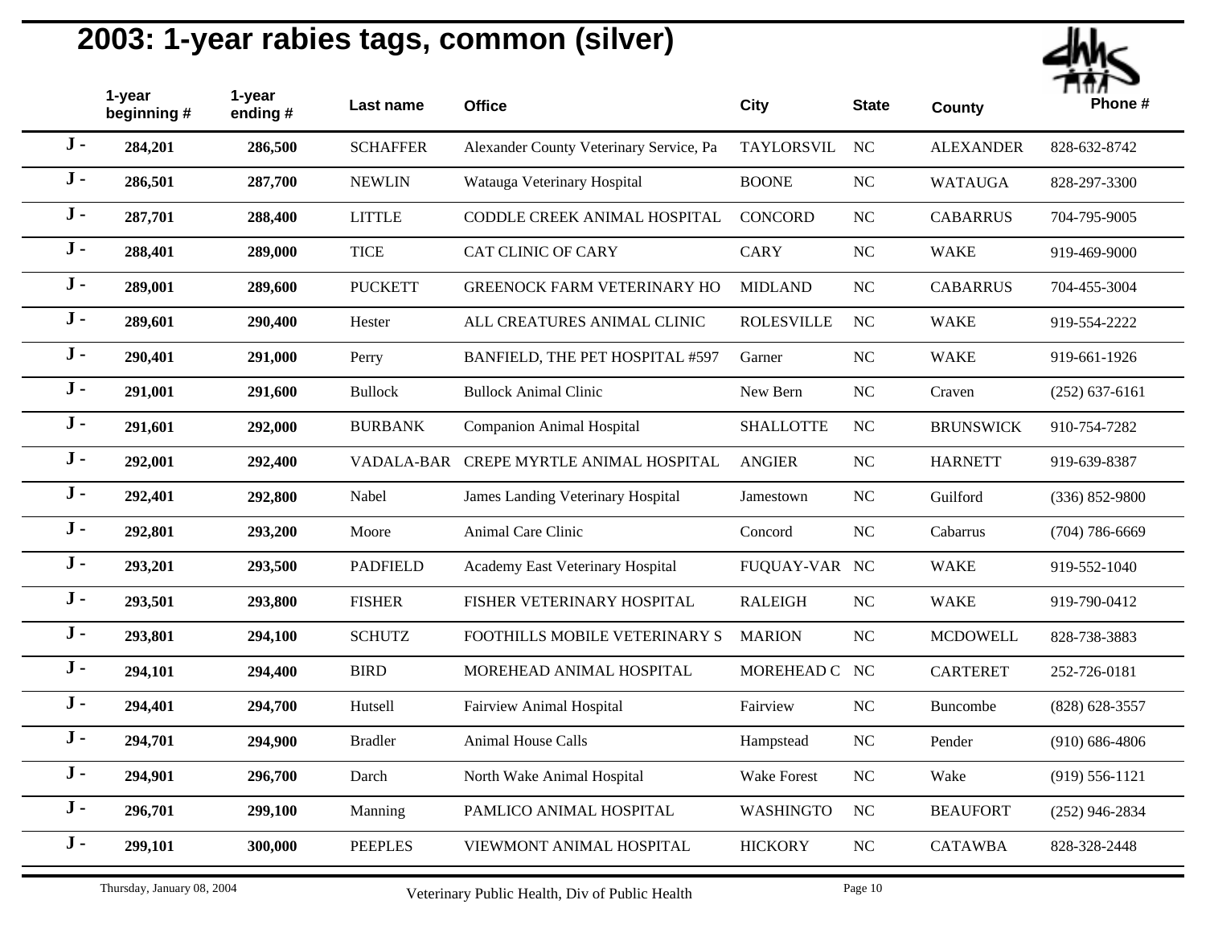# 2003: 1-year rabies tags, common (silver)

| | 1-year beginning # | 1-year ending # | Last name | Office | City | State | County | Phone # |
|---|---|---|---|---|---|---|---|---|
| J - | 284,201 | 286,500 | SCHAFFER | Alexander County Veterinary Service, Pa | TAYLORSVIL | NC | ALEXANDER | 828-632-8742 |
| J - | 286,501 | 287,700 | NEWLIN | Watauga Veterinary Hospital | BOONE | NC | WATAUGA | 828-297-3300 |
| J - | 287,701 | 288,400 | LITTLE | CODDLE CREEK ANIMAL HOSPITAL | CONCORD | NC | CABARRUS | 704-795-9005 |
| J - | 288,401 | 289,000 | TICE | CAT CLINIC OF CARY | CARY | NC | WAKE | 919-469-9000 |
| J - | 289,001 | 289,600 | PUCKETT | GREENOCK FARM VETERINARY HO | MIDLAND | NC | CABARRUS | 704-455-3004 |
| J - | 289,601 | 290,400 | Hester | ALL CREATURES ANIMAL CLINIC | ROLESVILLE | NC | WAKE | 919-554-2222 |
| J - | 290,401 | 291,000 | Perry | BANFIELD, THE PET HOSPITAL #597 | Garner | NC | WAKE | 919-661-1926 |
| J - | 291,001 | 291,600 | Bullock | Bullock Animal Clinic | New Bern | NC | Craven | (252) 637-6161 |
| J - | 291,601 | 292,000 | BURBANK | Companion Animal Hospital | SHALLOTTE | NC | BRUNSWICK | 910-754-7282 |
| J - | 292,001 | 292,400 | VADALA-BAR | CREPE MYRTLE ANIMAL HOSPITAL | ANGIER | NC | HARNETT | 919-639-8387 |
| J - | 292,401 | 292,800 | Nabel | James Landing Veterinary Hospital | Jamestown | NC | Guilford | (336) 852-9800 |
| J - | 292,801 | 293,200 | Moore | Animal Care Clinic | Concord | NC | Cabarrus | (704) 786-6669 |
| J - | 293,201 | 293,500 | PADFIELD | Academy East Veterinary Hospital | FUQUAY-VAR | NC | WAKE | 919-552-1040 |
| J - | 293,501 | 293,800 | FISHER | FISHER VETERINARY HOSPITAL | RALEIGH | NC | WAKE | 919-790-0412 |
| J - | 293,801 | 294,100 | SCHUTZ | FOOTHILLS MOBILE VETERINARY S | MARION | NC | MCDOWELL | 828-738-3883 |
| J - | 294,101 | 294,400 | BIRD | MOREHEAD ANIMAL HOSPITAL | MOREHEAD C | NC | CARTERET | 252-726-0181 |
| J - | 294,401 | 294,700 | Hutsell | Fairview Animal Hospital | Fairview | NC | Buncombe | (828) 628-3557 |
| J - | 294,701 | 294,900 | Bradler | Animal House Calls | Hampstead | NC | Pender | (910) 686-4806 |
| J - | 294,901 | 296,700 | Darch | North Wake Animal Hospital | Wake Forest | NC | Wake | (919) 556-1121 |
| J - | 296,701 | 299,100 | Manning | PAMLICO ANIMAL HOSPITAL | WASHINGTO | NC | BEAUFORT | (252) 946-2834 |
| J - | 299,101 | 300,000 | PEEPLES | VIEWMONT ANIMAL HOSPITAL | HICKORY | NC | CATAWBA | 828-328-2448 |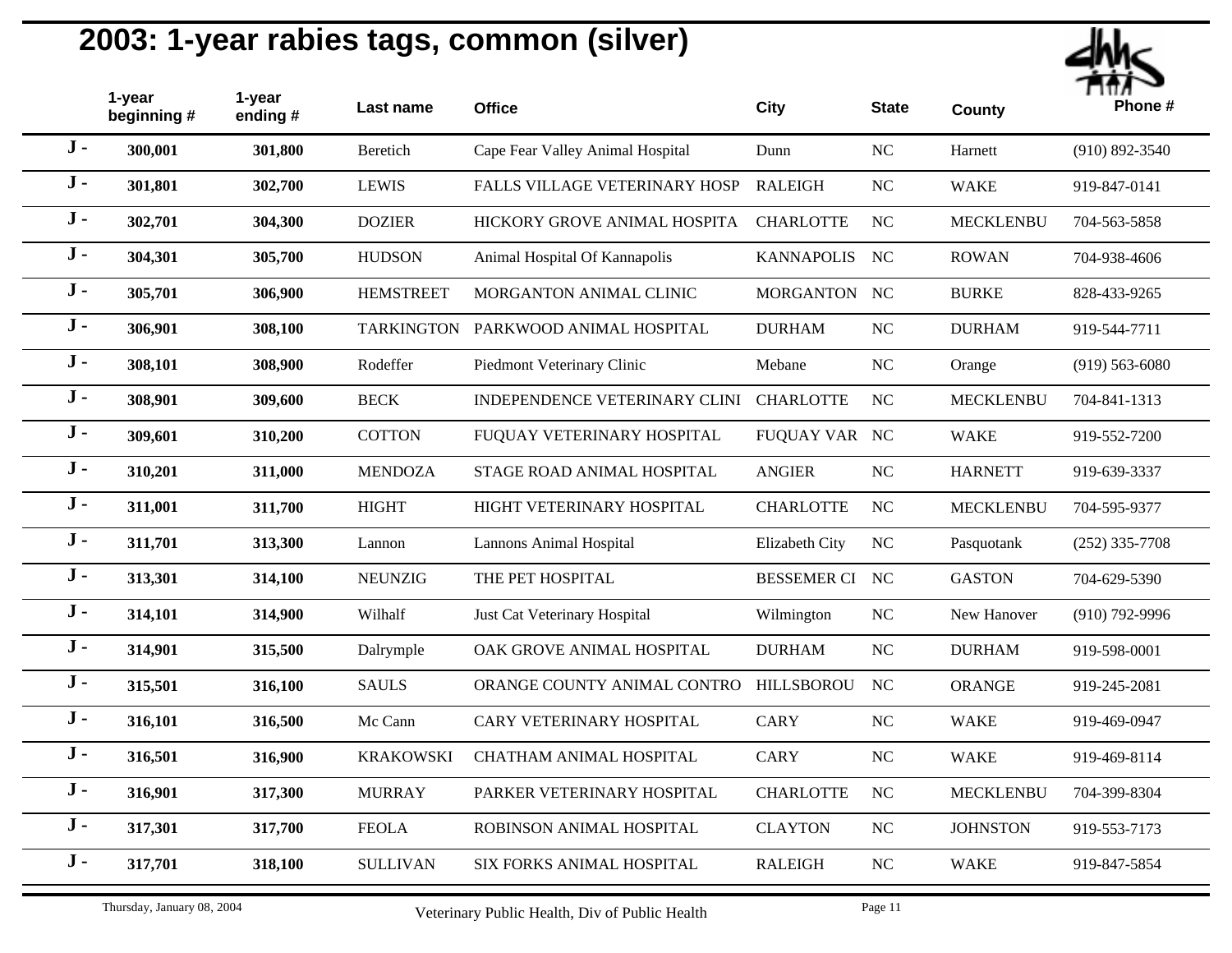# 2003: 1-year rabies tags, common (silver)

| | 1-year beginning # | 1-year ending # | Last name | Office | City | State | County | Phone # |
|---|---|---|---|---|---|---|---|---|
| **J -** | **300,001** | **301,800** | Beretich | Cape Fear Valley Animal Hospital | Dunn | NC | Harnett | (910) 892-3540 |
| **J -** | **301,801** | **302,700** | LEWIS | FALLS VILLAGE VETERINARY HOSP | RALEIGH | NC | WAKE | 919-847-0141 |
| **J -** | **302,701** | **304,300** | DOZIER | HICKORY GROVE ANIMAL HOSPITA | CHARLOTTE | NC | MECKLENBU | 704-563-5858 |
| **J -** | **304,301** | **305,700** | HUDSON | Animal Hospital Of Kannapolis | KANNAPOLIS | NC | ROWAN | 704-938-4606 |
| **J -** | **305,701** | **306,900** | HEMSTREET | MORGANTON ANIMAL CLINIC | MORGANTON | NC | BURKE | 828-433-9265 |
| **J -** | **306,901** | **308,100** | TARKINGTON | PARKWOOD ANIMAL HOSPITAL | DURHAM | NC | DURHAM | 919-544-7711 |
| **J -** | **308,101** | **308,900** | Rodeffer | Piedmont Veterinary Clinic | Mebane | NC | Orange | (919) 563-6080 |
| **J -** | **308,901** | **309,600** | BECK | INDEPENDENCE VETERINARY CLINI | CHARLOTTE | NC | MECKLENBU | 704-841-1313 |
| **J -** | **309,601** | **310,200** | COTTON | FUQUAY VETERINARY HOSPITAL | FUQUAY VAR | NC | WAKE | 919-552-7200 |
| **J -** | **310,201** | **311,000** | MENDOZA | STAGE ROAD ANIMAL HOSPITAL | ANGIER | NC | HARNETT | 919-639-3337 |
| **J -** | **311,001** | **311,700** | HIGHT | HIGHT VETERINARY HOSPITAL | CHARLOTTE | NC | MECKLENBU | 704-595-9377 |
| **J -** | **311,701** | **313,300** | Lannon | Lannons Animal Hospital | Elizabeth City | NC | Pasquotank | (252) 335-7708 |
| **J -** | **313,301** | **314,100** | NEUNZIG | THE PET HOSPITAL | BESSEMER CI | NC | GASTON | 704-629-5390 |
| **J -** | **314,101** | **314,900** | Wilhalf | Just Cat Veterinary Hospital | Wilmington | NC | New Hanover | (910) 792-9996 |
| **J -** | **314,901** | **315,500** | Dalrymple | OAK GROVE ANIMAL HOSPITAL | DURHAM | NC | DURHAM | 919-598-0001 |
| **J -** | **315,501** | **316,100** | SAULS | ORANGE COUNTY ANIMAL CONTRO | HILLSBOROU | NC | ORANGE | 919-245-2081 |
| **J -** | **316,101** | **316,500** | Mc Cann | CARY VETERINARY HOSPITAL | CARY | NC | WAKE | 919-469-0947 |
| **J -** | **316,501** | **316,900** | KRAKOWSKI | CHATHAM ANIMAL HOSPITAL | CARY | NC | WAKE | 919-469-8114 |
| **J -** | **316,901** | **317,300** | MURRAY | PARKER VETERINARY HOSPITAL | CHARLOTTE | NC | MECKLENBU | 704-399-8304 |
| **J -** | **317,301** | **317,700** | FEOLA | ROBINSON ANIMAL HOSPITAL | CLAYTON | NC | JOHNSTON | 919-553-7173 |
| **J -** | **317,701** | **318,100** | SULLIVAN | SIX FORKS ANIMAL HOSPITAL | RALEIGH | NC | WAKE | 919-847-5854 |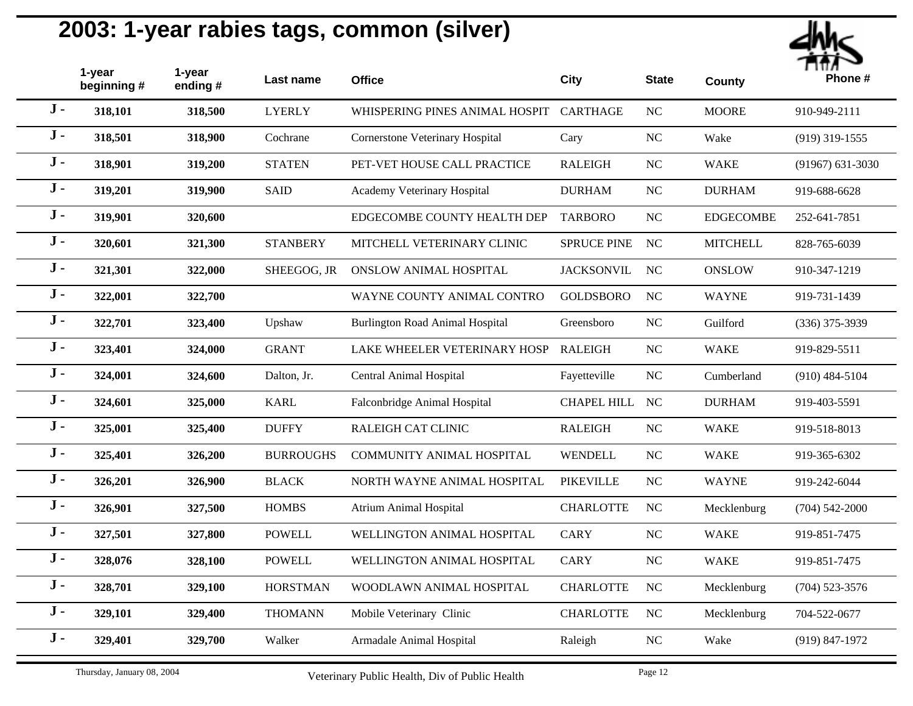# 2003: 1-year rabies tags, common (silver)

| | 1-year beginning # | 1-year ending # | Last name | Office | City | State | County | Phone # |
|---|---|---|---|---|---|---|---|---|
| J - | **318,101** | **318,500** | LYERLY | WHISPERING PINES ANIMAL HOSPIT | CARTHAGE | NC | MOORE | 910-949-2111 |
| J - | **318,501** | **318,900** | Cochrane | Cornerstone Veterinary Hospital | Cary | NC | Wake | (919) 319-1555 |
| J - | **318,901** | **319,200** | STATEN | PET-VET HOUSE CALL PRACTICE | RALEIGH | NC | WAKE | (91967) 631-3030 |
| J - | **319,201** | **319,900** | SAID | Academy Veterinary Hospital | DURHAM | NC | DURHAM | 919-688-6628 |
| J - | **319,901** | **320,600** | | EDGECOMBE COUNTY HEALTH DEP | TARBORO | NC | EDGECOMBE | 252-641-7851 |
| J - | **320,601** | **321,300** | STANBERY | MITCHELL VETERINARY CLINIC | SPRUCE PINE | NC | MITCHELL | 828-765-6039 |
| J - | **321,301** | **322,000** | SHEEGOG, JR | ONSLOW ANIMAL HOSPITAL | JACKSONVIL | NC | ONSLOW | 910-347-1219 |
| J - | **322,001** | **322,700** | | WAYNE COUNTY ANIMAL CONTRO | GOLDSBORO | NC | WAYNE | 919-731-1439 |
| J - | **322,701** | **323,400** | Upshaw | Burlington Road Animal Hospital | Greensboro | NC | Guilford | (336) 375-3939 |
| J - | **323,401** | **324,000** | GRANT | LAKE WHEELER VETERINARY HOSP | RALEIGH | NC | WAKE | 919-829-5511 |
| J - | **324,001** | **324,600** | Dalton, Jr. | Central Animal Hospital | Fayetteville | NC | Cumberland | (910) 484-5104 |
| J - | **324,601** | **325,000** | KARL | Falconbridge Animal Hospital | CHAPEL HILL | NC | DURHAM | 919-403-5591 |
| J - | **325,001** | **325,400** | DUFFY | RALEIGH CAT CLINIC | RALEIGH | NC | WAKE | 919-518-8013 |
| J - | **325,401** | **326,200** | BURROUGHS | COMMUNITY ANIMAL HOSPITAL | WENDELL | NC | WAKE | 919-365-6302 |
| J - | **326,201** | **326,900** | BLACK | NORTH WAYNE ANIMAL HOSPITAL | PIKEVILLE | NC | WAYNE | 919-242-6044 |
| J - | **326,901** | **327,500** | HOMBS | Atrium Animal Hospital | CHARLOTTE | NC | Mecklenburg | (704) 542-2000 |
| J - | **327,501** | **327,800** | POWELL | WELLINGTON ANIMAL HOSPITAL | CARY | NC | WAKE | 919-851-7475 |
| J - | **328,076** | **328,100** | POWELL | WELLINGTON ANIMAL HOSPITAL | CARY | NC | WAKE | 919-851-7475 |
| J - | **328,701** | **329,100** | HORSTMAN | WOODLAWN ANIMAL HOSPITAL | CHARLOTTE | NC | Mecklenburg | (704) 523-3576 |
| J - | **329,101** | **329,400** | THOMANN | Mobile Veterinary Clinic | CHARLOTTE | NC | Mecklenburg | 704-522-0677 |
| J - | **329,401** | **329,700** | Walker | Armadale Animal Hospital | Raleigh | NC | Wake | (919) 847-1972 |

Thursday, January 08, 2004 — Veterinary Public Health, Div of Public Health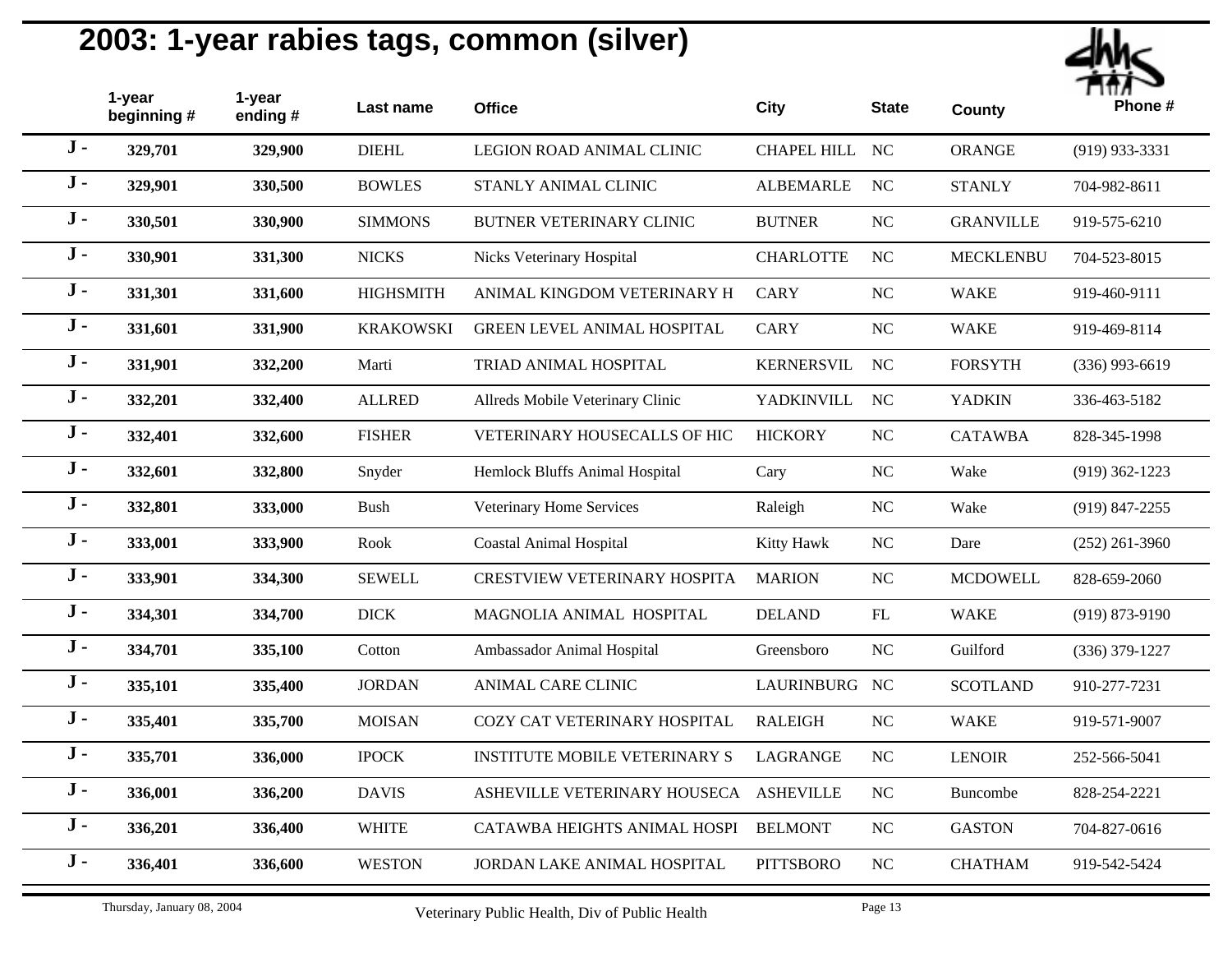# 2003: 1-year rabies tags, common (silver)

| | 1-year beginning # | 1-year ending # | Last name | Office | City | State | County | Phone # |
|---|---|---|---|---|---|---|---|---|
| J - | 329,701 | 329,900 | DIEHL | LEGION ROAD ANIMAL CLINIC | CHAPEL HILL | NC | ORANGE | (919) 933-3331 |
| J - | 329,901 | 330,500 | BOWLES | STANLY ANIMAL CLINIC | ALBEMARLE | NC | STANLY | 704-982-8611 |
| J - | 330,501 | 330,900 | SIMMONS | BUTNER VETERINARY CLINIC | BUTNER | NC | GRANVILLE | 919-575-6210 |
| J - | 330,901 | 331,300 | NICKS | Nicks Veterinary Hospital | CHARLOTTE | NC | MECKLENBU | 704-523-8015 |
| J - | 331,301 | 331,600 | HIGHSMITH | ANIMAL KINGDOM VETERINARY H | CARY | NC | WAKE | 919-460-9111 |
| J - | 331,601 | 331,900 | KRAKOWSKI | GREEN LEVEL ANIMAL HOSPITAL | CARY | NC | WAKE | 919-469-8114 |
| J - | 331,901 | 332,200 | Marti | TRIAD ANIMAL HOSPITAL | KERNERSVIL | NC | FORSYTH | (336) 993-6619 |
| J - | 332,201 | 332,400 | ALLRED | Allreds Mobile Veterinary Clinic | YADKINVILL | NC | YADKIN | 336-463-5182 |
| J - | 332,401 | 332,600 | FISHER | VETERINARY HOUSECALLS OF HIC | HICKORY | NC | CATAWBA | 828-345-1998 |
| J - | 332,601 | 332,800 | Snyder | Hemlock Bluffs Animal Hospital | Cary | NC | Wake | (919) 362-1223 |
| J - | 332,801 | 333,000 | Bush | Veterinary Home Services | Raleigh | NC | Wake | (919) 847-2255 |
| J - | 333,001 | 333,900 | Rook | Coastal Animal Hospital | Kitty Hawk | NC | Dare | (252) 261-3960 |
| J - | 333,901 | 334,300 | SEWELL | CRESTVIEW VETERINARY HOSPITA | MARION | NC | MCDOWELL | 828-659-2060 |
| J - | 334,301 | 334,700 | DICK | MAGNOLIA ANIMAL HOSPITAL | DELAND | FL | WAKE | (919) 873-9190 |
| J - | 334,701 | 335,100 | Cotton | Ambassador Animal Hospital | Greensboro | NC | Guilford | (336) 379-1227 |
| J - | 335,101 | 335,400 | JORDAN | ANIMAL CARE CLINIC | LAURINBURG | NC | SCOTLAND | 910-277-7231 |
| J - | 335,401 | 335,700 | MOISAN | COZY CAT VETERINARY HOSPITAL | RALEIGH | NC | WAKE | 919-571-9007 |
| J - | 335,701 | 336,000 | IPOCK | INSTITUTE MOBILE VETERINARY S | LAGRANGE | NC | LENOIR | 252-566-5041 |
| J - | 336,001 | 336,200 | DAVIS | ASHEVILLE VETERINARY HOUSECA | ASHEVILLE | NC | Buncombe | 828-254-2221 |
| J - | 336,201 | 336,400 | WHITE | CATAWBA HEIGHTS ANIMAL HOSPI | BELMONT | NC | GASTON | 704-827-0616 |
| J - | 336,401 | 336,600 | WESTON | JORDAN LAKE ANIMAL HOSPITAL | PITTSBORO | NC | CHATHAM | 919-542-5424 |

Thursday, January 08, 2004 — Veterinary Public Health, Div of Public Health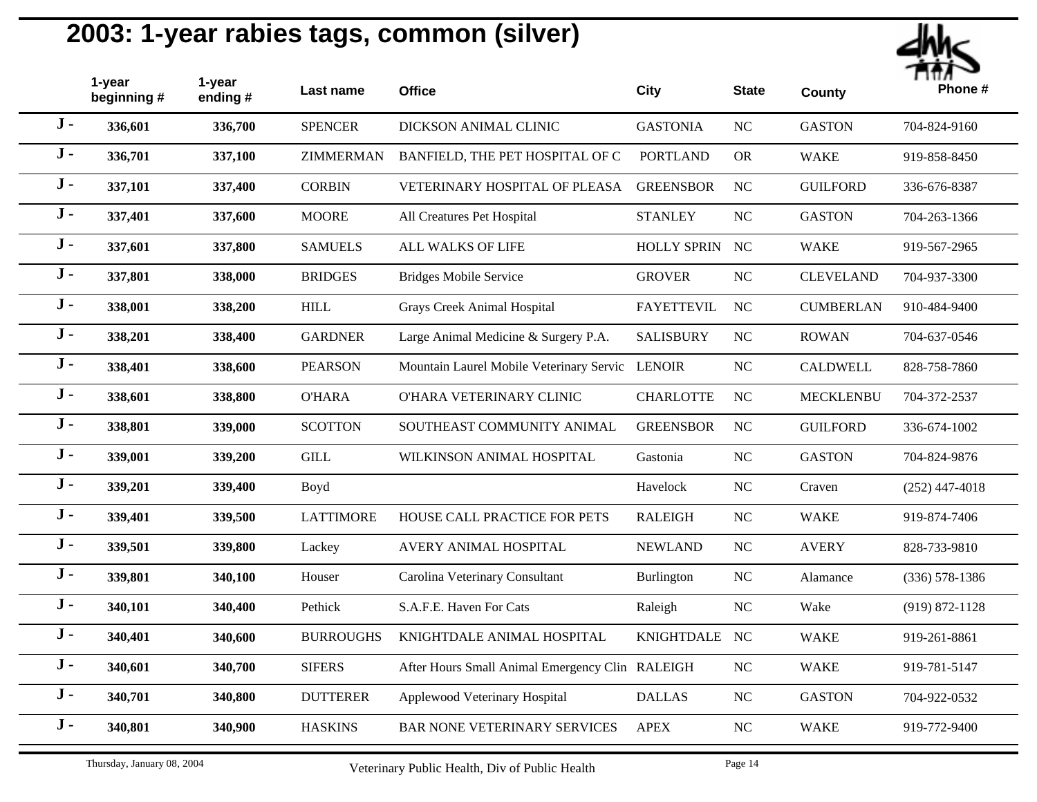# 2003: 1-year rabies tags, common (silver)

| | 1-year beginning # | 1-year ending # | Last name | Office | City | State | County | Phone # |
|---|---|---|---|---|---|---|---|---|
| J - | 336,601 | 336,700 | SPENCER | DICKSON ANIMAL CLINIC | GASTONIA | NC | GASTON | 704-824-9160 |
| J - | 336,701 | 337,100 | ZIMMERMAN | BANFIELD, THE PET HOSPITAL OF C | PORTLAND | OR | WAKE | 919-858-8450 |
| J - | 337,101 | 337,400 | CORBIN | VETERINARY HOSPITAL OF PLEASA | GREENSBOR | NC | GUILFORD | 336-676-8387 |
| J - | 337,401 | 337,600 | MOORE | All Creatures Pet Hospital | STANLEY | NC | GASTON | 704-263-1366 |
| J - | 337,601 | 337,800 | SAMUELS | ALL WALKS OF LIFE | HOLLY SPRIN | NC | WAKE | 919-567-2965 |
| J - | 337,801 | 338,000 | BRIDGES | Bridges Mobile Service | GROVER | NC | CLEVELAND | 704-937-3300 |
| J - | 338,001 | 338,200 | HILL | Grays Creek Animal Hospital | FAYETTEVIL | NC | CUMBERLAN | 910-484-9400 |
| J - | 338,201 | 338,400 | GARDNER | Large Animal Medicine & Surgery P.A. | SALISBURY | NC | ROWAN | 704-637-0546 |
| J - | 338,401 | 338,600 | PEARSON | Mountain Laurel Mobile Veterinary Servic | LENOIR | NC | CALDWELL | 828-758-7860 |
| J - | 338,601 | 338,800 | O'HARA | O'HARA VETERINARY CLINIC | CHARLOTTE | NC | MECKLENBU | 704-372-2537 |
| J - | 338,801 | 339,000 | SCOTTON | SOUTHEAST COMMUNITY ANIMAL | GREENSBOR | NC | GUILFORD | 336-674-1002 |
| J - | 339,001 | 339,200 | GILL | WILKINSON ANIMAL HOSPITAL | Gastonia | NC | GASTON | 704-824-9876 |
| J - | 339,201 | 339,400 | Boyd | | Havelock | NC | Craven | (252) 447-4018 |
| J - | 339,401 | 339,500 | LATTIMORE | HOUSE CALL PRACTICE FOR PETS | RALEIGH | NC | WAKE | 919-874-7406 |
| J - | 339,501 | 339,800 | Lackey | AVERY ANIMAL HOSPITAL | NEWLAND | NC | AVERY | 828-733-9810 |
| J - | 339,801 | 340,100 | Houser | Carolina Veterinary Consultant | Burlington | NC | Alamance | (336) 578-1386 |
| J - | 340,101 | 340,400 | Pethick | S.A.F.E. Haven For Cats | Raleigh | NC | Wake | (919) 872-1128 |
| J - | 340,401 | 340,600 | BURROUGHS | KNIGHTDALE ANIMAL HOSPITAL | KNIGHTDALE | NC | WAKE | 919-261-8861 |
| J - | 340,601 | 340,700 | SIFERS | After Hours Small Animal Emergency Clin | RALEIGH | NC | WAKE | 919-781-5147 |
| J - | 340,701 | 340,800 | DUTTERER | Applewood Veterinary Hospital | DALLAS | NC | GASTON | 704-922-0532 |
| J - | 340,801 | 340,900 | HASKINS | BAR NONE VETERINARY SERVICES | APEX | NC | WAKE | 919-772-9400 |

Thursday, January 08, 2004 — Veterinary Public Health, Div of Public Health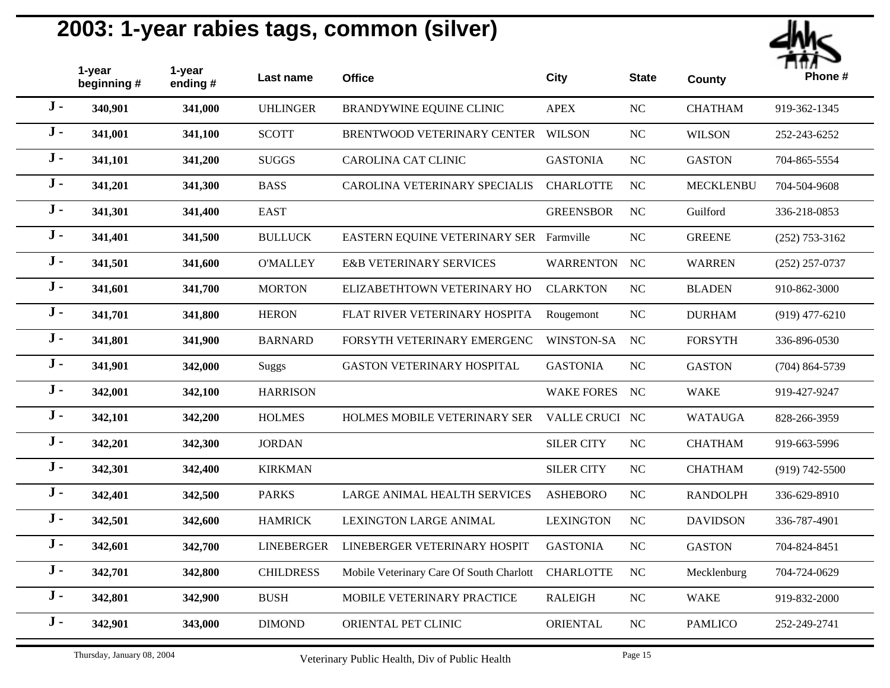## 2003: 1-year rabies tags, common (silver)

| | 1-year beginning # | 1-year ending # | Last name | Office | City | State | County | Phone # |
|---|---|---|---|---|---|---|---|---|
| J - | 340,901 | 341,000 | UHLINGER | BRANDYWINE EQUINE CLINIC | APEX | NC | CHATHAM | 919-362-1345 |
| J - | 341,001 | 341,100 | SCOTT | BRENTWOOD VETERINARY CENTER | WILSON | NC | WILSON | 252-243-6252 |
| J - | 341,101 | 341,200 | SUGGS | CAROLINA CAT CLINIC | GASTONIA | NC | GASTON | 704-865-5554 |
| J - | 341,201 | 341,300 | BASS | CAROLINA VETERINARY SPECIALIS | CHARLOTTE | NC | MECKLENBU | 704-504-9608 |
| J - | 341,301 | 341,400 | EAST | | GREENSBOR | NC | Guilford | 336-218-0853 |
| J - | 341,401 | 341,500 | BULLUCK | EASTERN EQUINE VETERINARY SER | Farmville | NC | GREENE | (252) 753-3162 |
| J - | 341,501 | 341,600 | O'MALLEY | E&B VETERINARY SERVICES | WARRENTON | NC | WARREN | (252) 257-0737 |
| J - | 341,601 | 341,700 | MORTON | ELIZABETHTOWN VETERINARY HO | CLARKTON | NC | BLADEN | 910-862-3000 |
| J - | 341,701 | 341,800 | HERON | FLAT RIVER VETERINARY HOSPITA | Rougemont | NC | DURHAM | (919) 477-6210 |
| J - | 341,801 | 341,900 | BARNARD | FORSYTH VETERINARY EMERGENC | WINSTON-SA | NC | FORSYTH | 336-896-0530 |
| J - | 341,901 | 342,000 | Suggs | GASTON VETERINARY HOSPITAL | GASTONIA | NC | GASTON | (704) 864-5739 |
| J - | 342,001 | 342,100 | HARRISON | | WAKE FORES | NC | WAKE | 919-427-9247 |
| J - | 342,101 | 342,200 | HOLMES | HOLMES MOBILE VETERINARY SER | VALLE CRUCI | NC | WATAUGA | 828-266-3959 |
| J - | 342,201 | 342,300 | JORDAN | | SILER CITY | NC | CHATHAM | 919-663-5996 |
| J - | 342,301 | 342,400 | KIRKMAN | | SILER CITY | NC | CHATHAM | (919) 742-5500 |
| J - | 342,401 | 342,500 | PARKS | LARGE ANIMAL HEALTH SERVICES | ASHEBORO | NC | RANDOLPH | 336-629-8910 |
| J - | 342,501 | 342,600 | HAMRICK | LEXINGTON LARGE ANIMAL | LEXINGTON | NC | DAVIDSON | 336-787-4901 |
| J - | 342,601 | 342,700 | LINEBERGER | LINEBERGER VETERINARY HOSPIT | GASTONIA | NC | GASTON | 704-824-8451 |
| J - | 342,701 | 342,800 | CHILDRESS | Mobile Veterinary Care Of South Charlott | CHARLOTTE | NC | Mecklenburg | 704-724-0629 |
| J - | 342,801 | 342,900 | BUSH | MOBILE VETERINARY PRACTICE | RALEIGH | NC | WAKE | 919-832-2000 |
| J - | 342,901 | 343,000 | DIMOND | ORIENTAL PET CLINIC | ORIENTAL | NC | PAMLICO | 252-249-2741 |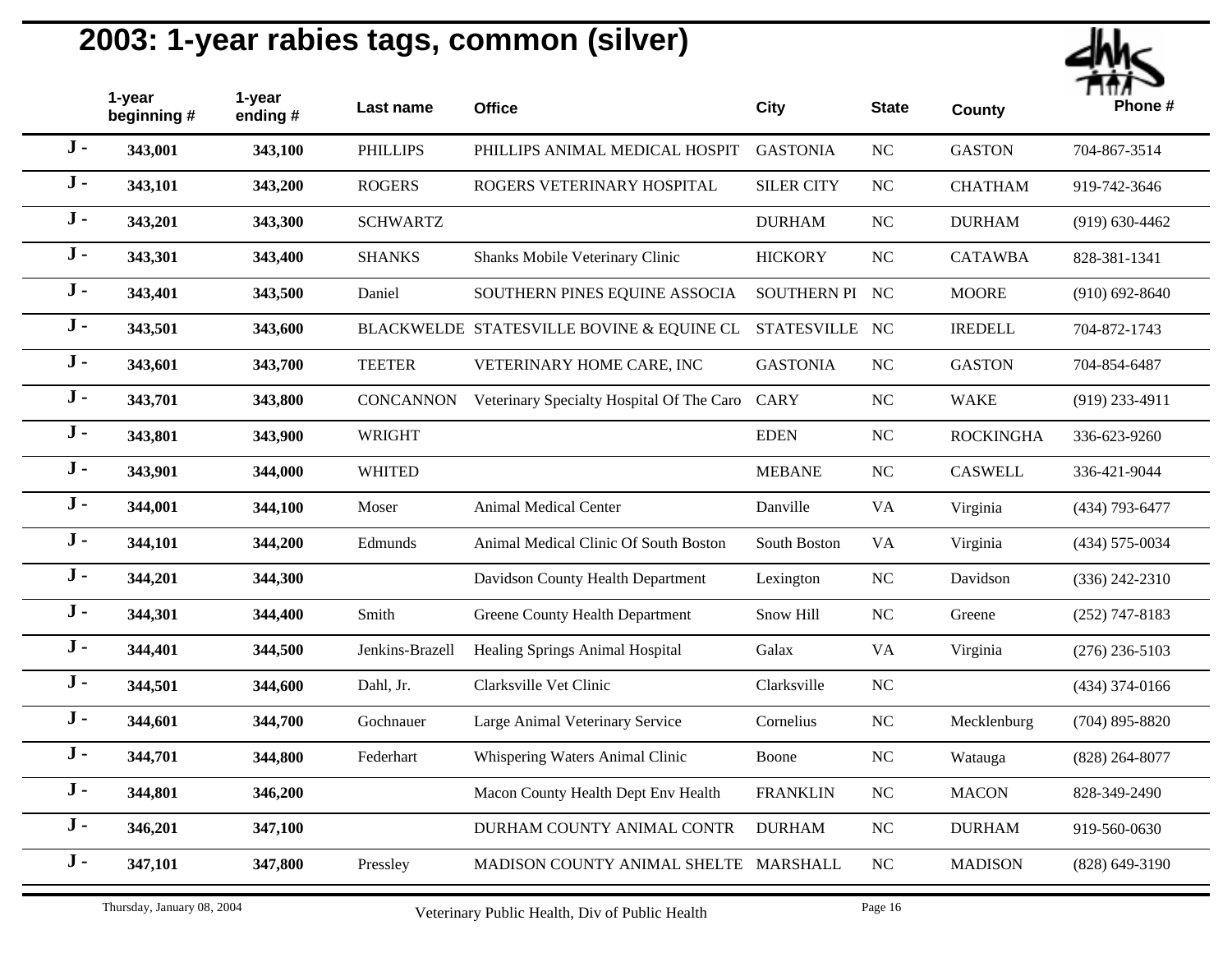## 2003: 1-year rabies tags, common (silver)

| | 1-year beginning # | 1-year ending # | Last name | Office | City | State | County | Phone # |
|---|---|---|---|---|---|---|---|---|
| J - | **343,001** | **343,100** | PHILLIPS | PHILLIPS ANIMAL MEDICAL HOSPIT | GASTONIA | NC | GASTON | 704-867-3514 |
| J - | **343,101** | **343,200** | ROGERS | ROGERS VETERINARY HOSPITAL | SILER CITY | NC | CHATHAM | 919-742-3646 |
| J - | **343,201** | **343,300** | SCHWARTZ | | DURHAM | NC | DURHAM | (919) 630-4462 |
| J - | **343,301** | **343,400** | SHANKS | Shanks Mobile Veterinary Clinic | HICKORY | NC | CATAWBA | 828-381-1341 |
| J - | **343,401** | **343,500** | Daniel | SOUTHERN PINES EQUINE ASSOCIA | SOUTHERN PI | NC | MOORE | (910) 692-8640 |
| J - | **343,501** | **343,600** | BLACKWELDE | STATESVILLE BOVINE & EQUINE CL | STATESVILLE | NC | IREDELL | 704-872-1743 |
| J - | **343,601** | **343,700** | TEETER | VETERINARY HOME CARE, INC | GASTONIA | NC | GASTON | 704-854-6487 |
| J - | **343,701** | **343,800** | CONCANNON | Veterinary Specialty Hospital Of The Caro | CARY | NC | WAKE | (919) 233-4911 |
| J - | **343,801** | **343,900** | WRIGHT | | EDEN | NC | ROCKINGHA | 336-623-9260 |
| J - | **343,901** | **344,000** | WHITED | | MEBANE | NC | CASWELL | 336-421-9044 |
| J - | **344,001** | **344,100** | Moser | Animal Medical Center | Danville | VA | Virginia | (434) 793-6477 |
| J - | **344,101** | **344,200** | Edmunds | Animal Medical Clinic Of South Boston | South Boston | VA | Virginia | (434) 575-0034 |
| J - | **344,201** | **344,300** | | Davidson County Health Department | Lexington | NC | Davidson | (336) 242-2310 |
| J - | **344,301** | **344,400** | Smith | Greene County Health Department | Snow Hill | NC | Greene | (252) 747-8183 |
| J - | **344,401** | **344,500** | Jenkins-Brazell | Healing Springs Animal Hospital | Galax | VA | Virginia | (276) 236-5103 |
| J - | **344,501** | **344,600** | Dahl, Jr. | Clarksville Vet Clinic | Clarksville | NC | | (434) 374-0166 |
| J - | **344,601** | **344,700** | Gochnauer | Large Animal Veterinary Service | Cornelius | NC | Mecklenburg | (704) 895-8820 |
| J - | **344,701** | **344,800** | Federhart | Whispering Waters Animal Clinic | Boone | NC | Watauga | (828) 264-8077 |
| J - | **344,801** | **346,200** | | Macon County Health Dept Env Health | FRANKLIN | NC | MACON | 828-349-2490 |
| J - | **346,201** | **347,100** | | DURHAM COUNTY ANIMAL CONTR | DURHAM | NC | DURHAM | 919-560-0630 |
| J - | **347,101** | **347,800** | Pressley | MADISON COUNTY ANIMAL SHELTE | MARSHALL | NC | MADISON | (828) 649-3190 |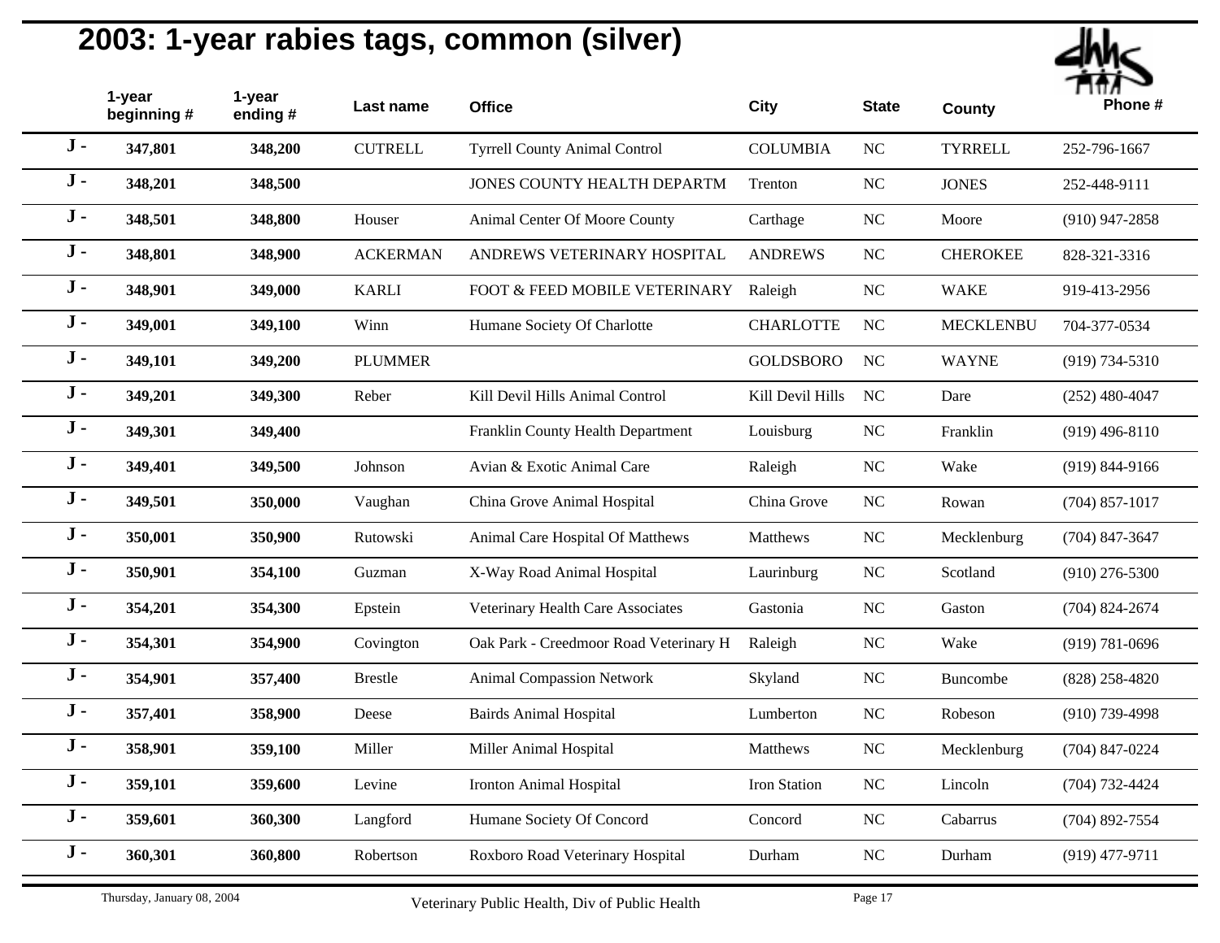# 2003: 1-year rabies tags, common (silver)

| | 1-year beginning # | 1-year ending # | Last name | Office | City | State | County | Phone # |
|---|---|---|---|---|---|---|---|---|
| J - | 347,801 | 348,200 | CUTRELL | Tyrrell County Animal Control | COLUMBIA | NC | TYRRELL | 252-796-1667 |
| J - | 348,201 | 348,500 | | JONES COUNTY HEALTH DEPARTM | Trenton | NC | JONES | 252-448-9111 |
| J - | 348,501 | 348,800 | Houser | Animal Center Of Moore County | Carthage | NC | Moore | (910) 947-2858 |
| J - | 348,801 | 348,900 | ACKERMAN | ANDREWS VETERINARY HOSPITAL | ANDREWS | NC | CHEROKEE | 828-321-3316 |
| J - | 348,901 | 349,000 | KARLI | FOOT & FEED MOBILE VETERINARY | Raleigh | NC | WAKE | 919-413-2956 |
| J - | 349,001 | 349,100 | Winn | Humane Society Of Charlotte | CHARLOTTE | NC | MECKLENBU | 704-377-0534 |
| J - | 349,101 | 349,200 | PLUMMER | | GOLDSBORO | NC | WAYNE | (919) 734-5310 |
| J - | 349,201 | 349,300 | Reber | Kill Devil Hills Animal Control | Kill Devil Hills | NC | Dare | (252) 480-4047 |
| J - | 349,301 | 349,400 | | Franklin County Health Department | Louisburg | NC | Franklin | (919) 496-8110 |
| J - | 349,401 | 349,500 | Johnson | Avian & Exotic Animal Care | Raleigh | NC | Wake | (919) 844-9166 |
| J - | 349,501 | 350,000 | Vaughan | China Grove Animal Hospital | China Grove | NC | Rowan | (704) 857-1017 |
| J - | 350,001 | 350,900 | Rutowski | Animal Care Hospital Of Matthews | Matthews | NC | Mecklenburg | (704) 847-3647 |
| J - | 350,901 | 354,100 | Guzman | X-Way Road Animal Hospital | Laurinburg | NC | Scotland | (910) 276-5300 |
| J - | 354,201 | 354,300 | Epstein | Veterinary Health Care Associates | Gastonia | NC | Gaston | (704) 824-2674 |
| J - | 354,301 | 354,900 | Covington | Oak Park - Creedmoor Road Veterinary H | Raleigh | NC | Wake | (919) 781-0696 |
| J - | 354,901 | 357,400 | Brestle | Animal Compassion Network | Skyland | NC | Buncombe | (828) 258-4820 |
| J - | 357,401 | 358,900 | Deese | Bairds Animal Hospital | Lumberton | NC | Robeson | (910) 739-4998 |
| J - | 358,901 | 359,100 | Miller | Miller Animal Hospital | Matthews | NC | Mecklenburg | (704) 847-0224 |
| J - | 359,101 | 359,600 | Levine | Ironton Animal Hospital | Iron Station | NC | Lincoln | (704) 732-4424 |
| J - | 359,601 | 360,300 | Langford | Humane Society Of Concord | Concord | NC | Cabarrus | (704) 892-7554 |
| J - | 360,301 | 360,800 | Robertson | Roxboro Road Veterinary Hospital | Durham | NC | Durham | (919) 477-9711 |

Thursday, January 08, 2004 — Veterinary Public Health, Div of Public Health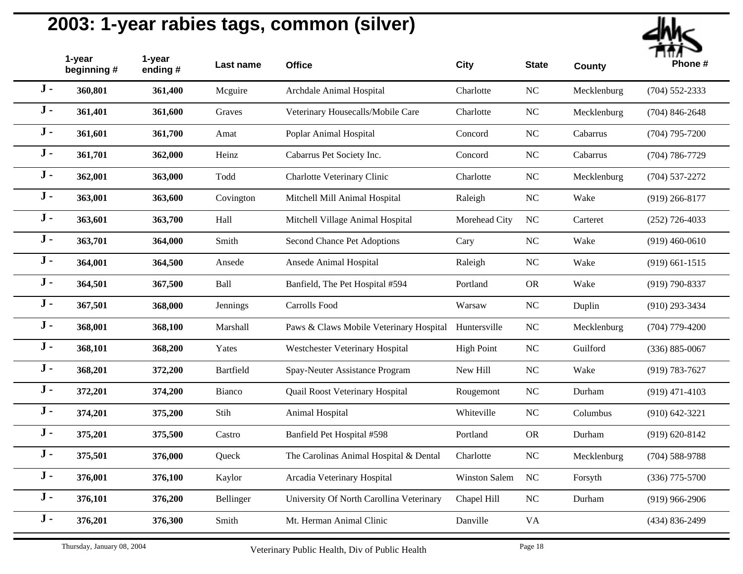# 2003: 1-year rabies tags, common (silver)

| | 1-year beginning # | 1-year ending # | Last name | Office | City | State | County | Phone # |
|---|---|---|---|---|---|---|---|---|
| J - | 360,801 | 361,400 | Mcguire | Archdale Animal Hospital | Charlotte | NC | Mecklenburg | (704) 552-2333 |
| J - | 361,401 | 361,600 | Graves | Veterinary Housecalls/Mobile Care | Charlotte | NC | Mecklenburg | (704) 846-2648 |
| J - | 361,601 | 361,700 | Amat | Poplar Animal Hospital | Concord | NC | Cabarrus | (704) 795-7200 |
| J - | 361,701 | 362,000 | Heinz | Cabarrus Pet Society Inc. | Concord | NC | Cabarrus | (704) 786-7729 |
| J - | 362,001 | 363,000 | Todd | Charlotte Veterinary Clinic | Charlotte | NC | Mecklenburg | (704) 537-2272 |
| J - | 363,001 | 363,600 | Covington | Mitchell Mill Animal Hospital | Raleigh | NC | Wake | (919) 266-8177 |
| J - | 363,601 | 363,700 | Hall | Mitchell Village Animal Hospital | Morehead City | NC | Carteret | (252) 726-4033 |
| J - | 363,701 | 364,000 | Smith | Second Chance Pet Adoptions | Cary | NC | Wake | (919) 460-0610 |
| J - | 364,001 | 364,500 | Ansede | Ansede Animal Hospital | Raleigh | NC | Wake | (919) 661-1515 |
| J - | 364,501 | 367,500 | Ball | Banfield, The Pet Hospital #594 | Portland | OR | Wake | (919) 790-8337 |
| J - | 367,501 | 368,000 | Jennings | Carrolls Food | Warsaw | NC | Duplin | (910) 293-3434 |
| J - | 368,001 | 368,100 | Marshall | Paws & Claws Mobile Veterinary Hospital | Huntersville | NC | Mecklenburg | (704) 779-4200 |
| J - | 368,101 | 368,200 | Yates | Westchester Veterinary Hospital | High Point | NC | Guilford | (336) 885-0067 |
| J - | 368,201 | 372,200 | Bartfield | Spay-Neuter Assistance Program | New Hill | NC | Wake | (919) 783-7627 |
| J - | 372,201 | 374,200 | Bianco | Quail Roost Veterinary Hospital | Rougemont | NC | Durham | (919) 471-4103 |
| J - | 374,201 | 375,200 | Stih | Animal Hospital | Whiteville | NC | Columbus | (910) 642-3221 |
| J - | 375,201 | 375,500 | Castro | Banfield Pet Hospital #598 | Portland | OR | Durham | (919) 620-8142 |
| J - | 375,501 | 376,000 | Queck | The Carolinas Animal Hospital & Dental | Charlotte | NC | Mecklenburg | (704) 588-9788 |
| J - | 376,001 | 376,100 | Kaylor | Arcadia Veterinary Hospital | Winston Salem | NC | Forsyth | (336) 775-5700 |
| J - | 376,101 | 376,200 | Bellinger | University Of North Carollina Veterinary | Chapel Hill | NC | Durham | (919) 966-2906 |
| J - | 376,201 | 376,300 | Smith | Mt. Herman Animal Clinic | Danville | VA | | (434) 836-2499 |

Thursday, January 08, 2004 — Veterinary Public Health, Div of Public Health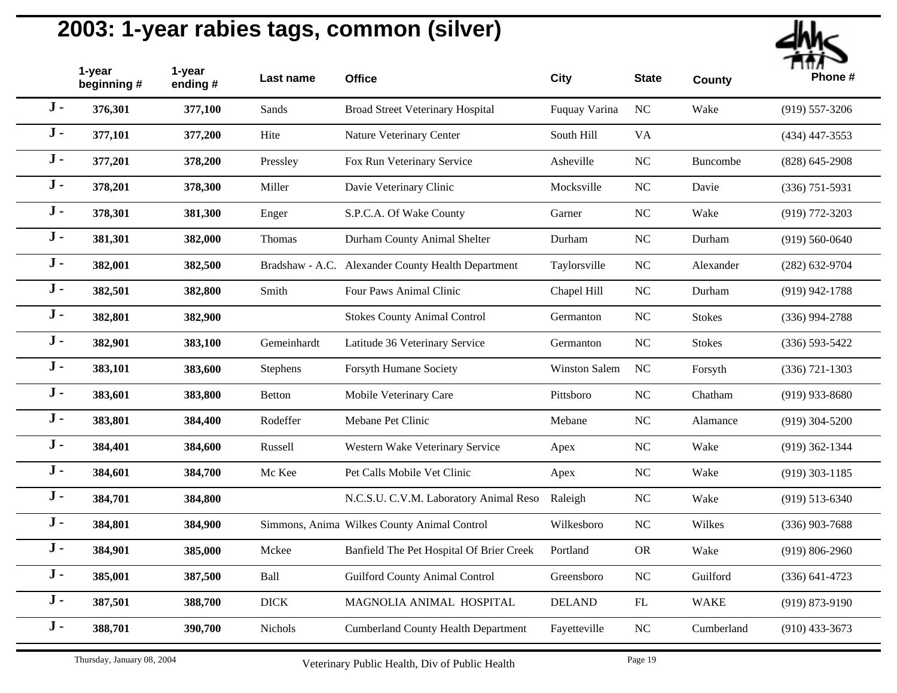# 2003: 1-year rabies tags, common (silver)

| | 1-year beginning # | 1-year ending # | Last name | Office | City | State | County | Phone # |
|---|---|---|---|---|---|---|---|---|
| J - | **376,301** | **377,100** | Sands | Broad Street Veterinary Hospital | Fuquay Varina | NC | Wake | (919) 557-3206 |
| J - | **377,101** | **377,200** | Hite | Nature Veterinary Center | South Hill | VA | | (434) 447-3553 |
| J - | **377,201** | **378,200** | Pressley | Fox Run Veterinary Service | Asheville | NC | Buncombe | (828) 645-2908 |
| J - | **378,201** | **378,300** | Miller | Davie Veterinary Clinic | Mocksville | NC | Davie | (336) 751-5931 |
| J - | **378,301** | **381,300** | Enger | S.P.C.A. Of Wake County | Garner | NC | Wake | (919) 772-3203 |
| J - | **381,301** | **382,000** | Thomas | Durham County Animal Shelter | Durham | NC | Durham | (919) 560-0640 |
| J - | **382,001** | **382,500** | Bradshaw - A.C. | Alexander County Health Department | Taylorsville | NC | Alexander | (282) 632-9704 |
| J - | **382,501** | **382,800** | Smith | Four Paws Animal Clinic | Chapel Hill | NC | Durham | (919) 942-1788 |
| J - | **382,801** | **382,900** | | Stokes County Animal Control | Germanton | NC | Stokes | (336) 994-2788 |
| J - | **382,901** | **383,100** | Gemeinhardt | Latitude 36 Veterinary Service | Germanton | NC | Stokes | (336) 593-5422 |
| J - | **383,101** | **383,600** | Stephens | Forsyth Humane Society | Winston Salem | NC | Forsyth | (336) 721-1303 |
| J - | **383,601** | **383,800** | Betton | Mobile Veterinary Care | Pittsboro | NC | Chatham | (919) 933-8680 |
| J - | **383,801** | **384,400** | Rodeffer | Mebane Pet Clinic | Mebane | NC | Alamance | (919) 304-5200 |
| J - | **384,401** | **384,600** | Russell | Western Wake Veterinary Service | Apex | NC | Wake | (919) 362-1344 |
| J - | **384,601** | **384,700** | Mc Kee | Pet Calls Mobile Vet Clinic | Apex | NC | Wake | (919) 303-1185 |
| J - | **384,701** | **384,800** | | N.C.S.U. C.V.M. Laboratory Animal Reso | Raleigh | NC | Wake | (919) 513-6340 |
| J - | **384,801** | **384,900** | Simmons, Anima | Wilkes County Animal Control | Wilkesboro | NC | Wilkes | (336) 903-7688 |
| J - | **384,901** | **385,000** | Mckee | Banfield The Pet Hospital Of Brier Creek | Portland | OR | Wake | (919) 806-2960 |
| J - | **385,001** | **387,500** | Ball | Guilford County Animal Control | Greensboro | NC | Guilford | (336) 641-4723 |
| J - | **387,501** | **388,700** | DICK | MAGNOLIA ANIMAL HOSPITAL | DELAND | FL | WAKE | (919) 873-9190 |
| J - | **388,701** | **390,700** | Nichols | Cumberland County Health Department | Fayetteville | NC | Cumberland | (910) 433-3673 |

Thursday, January 08, 2004 — Veterinary Public Health, Div of Public Health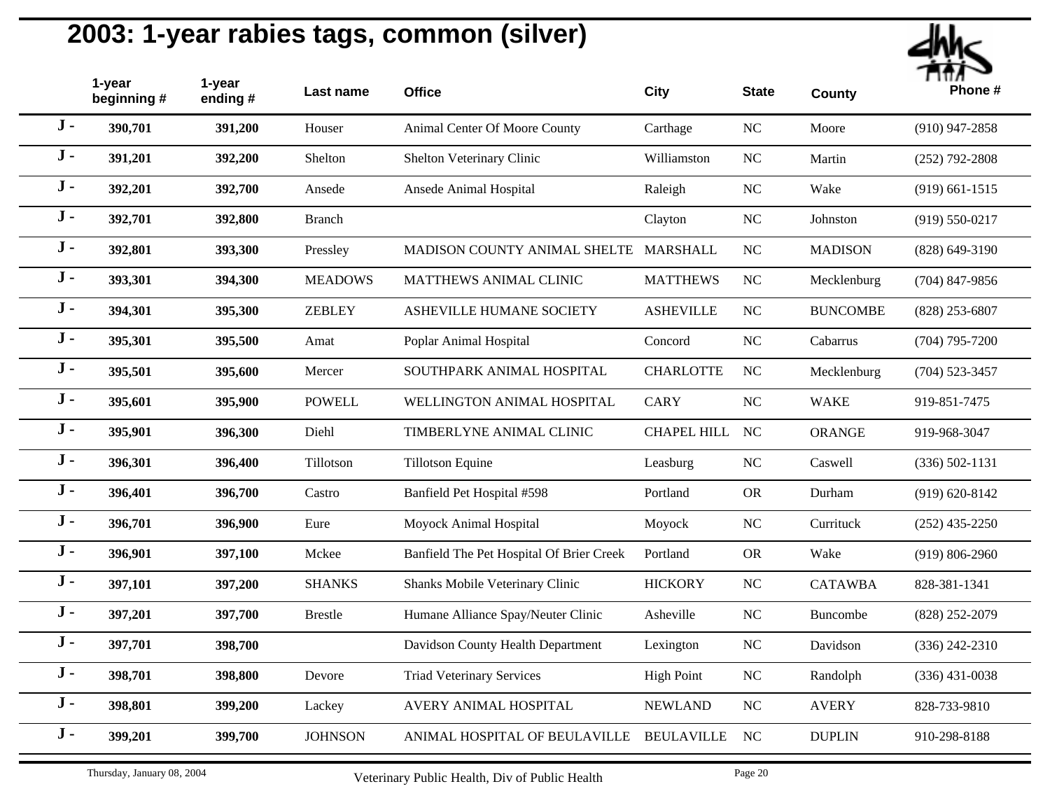## 2003: 1-year rabies tags, common (silver)

| | 1-year beginning # | 1-year ending # | Last name | Office | City | State | County | Phone # |
|---|---|---|---|---|---|---|---|---|
| J - | 390,701 | 391,200 | Houser | Animal Center Of Moore County | Carthage | NC | Moore | (910) 947-2858 |
| J - | 391,201 | 392,200 | Shelton | Shelton Veterinary Clinic | Williamston | NC | Martin | (252) 792-2808 |
| J - | 392,201 | 392,700 | Ansede | Ansede Animal Hospital | Raleigh | NC | Wake | (919) 661-1515 |
| J - | 392,701 | 392,800 | Branch | | Clayton | NC | Johnston | (919) 550-0217 |
| J - | 392,801 | 393,300 | Pressley | MADISON COUNTY ANIMAL SHELTE | MARSHALL | NC | MADISON | (828) 649-3190 |
| J - | 393,301 | 394,300 | MEADOWS | MATTHEWS ANIMAL CLINIC | MATTHEWS | NC | Mecklenburg | (704) 847-9856 |
| J - | 394,301 | 395,300 | ZEBLEY | ASHEVILLE HUMANE SOCIETY | ASHEVILLE | NC | BUNCOMBE | (828) 253-6807 |
| J - | 395,301 | 395,500 | Amat | Poplar Animal Hospital | Concord | NC | Cabarrus | (704) 795-7200 |
| J - | 395,501 | 395,600 | Mercer | SOUTHPARK ANIMAL HOSPITAL | CHARLOTTE | NC | Mecklenburg | (704) 523-3457 |
| J - | 395,601 | 395,900 | POWELL | WELLINGTON ANIMAL HOSPITAL | CARY | NC | WAKE | 919-851-7475 |
| J - | 395,901 | 396,300 | Diehl | TIMBERLYNE ANIMAL CLINIC | CHAPEL HILL | NC | ORANGE | 919-968-3047 |
| J - | 396,301 | 396,400 | Tillotson | Tillotson Equine | Leasburg | NC | Caswell | (336) 502-1131 |
| J - | 396,401 | 396,700 | Castro | Banfield Pet Hospital #598 | Portland | OR | Durham | (919) 620-8142 |
| J - | 396,701 | 396,900 | Eure | Moyock Animal Hospital | Moyock | NC | Currituck | (252) 435-2250 |
| J - | 396,901 | 397,100 | Mckee | Banfield The Pet Hospital Of Brier Creek | Portland | OR | Wake | (919) 806-2960 |
| J - | 397,101 | 397,200 | SHANKS | Shanks Mobile Veterinary Clinic | HICKORY | NC | CATAWBA | 828-381-1341 |
| J - | 397,201 | 397,700 | Brestle | Humane Alliance Spay/Neuter Clinic | Asheville | NC | Buncombe | (828) 252-2079 |
| J - | 397,701 | 398,700 | | Davidson County Health Department | Lexington | NC | Davidson | (336) 242-2310 |
| J - | 398,701 | 398,800 | Devore | Triad Veterinary Services | High Point | NC | Randolph | (336) 431-0038 |
| J - | 398,801 | 399,200 | Lackey | AVERY ANIMAL HOSPITAL | NEWLAND | NC | AVERY | 828-733-9810 |
| J - | 399,201 | 399,700 | JOHNSON | ANIMAL HOSPITAL OF BEULAVILLE | BEULAVILLE | NC | DUPLIN | 910-298-8188 |

Thursday, January 08, 2004 — Veterinary Public Health, Div of Public Health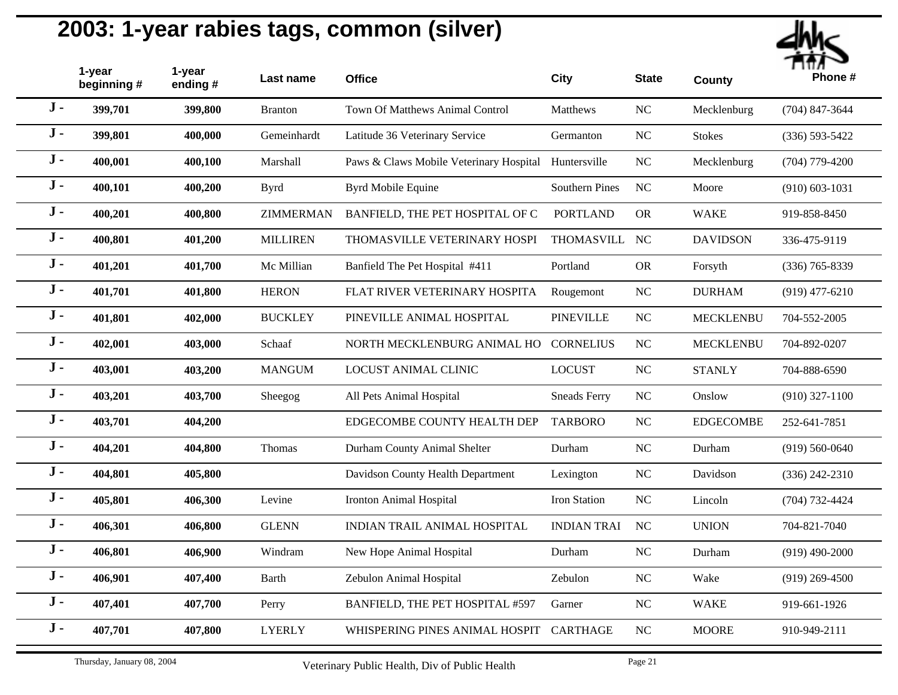# 2003: 1-year rabies tags, common (silver)

| | 1-year beginning # | 1-year ending # | Last name | Office | City | State | County | Phone # |
|---|---|---|---|---|---|---|---|---|
| J - | 399,701 | 399,800 | Branton | Town Of Matthews Animal Control | Matthews | NC | Mecklenburg | (704) 847-3644 |
| J - | 399,801 | 400,000 | Gemeinhardt | Latitude 36 Veterinary Service | Germanton | NC | Stokes | (336) 593-5422 |
| J - | 400,001 | 400,100 | Marshall | Paws & Claws Mobile Veterinary Hospital | Huntersville | NC | Mecklenburg | (704) 779-4200 |
| J - | 400,101 | 400,200 | Byrd | Byrd Mobile Equine | Southern Pines | NC | Moore | (910) 603-1031 |
| J - | 400,201 | 400,800 | ZIMMERMAN | BANFIELD, THE PET HOSPITAL OF C | PORTLAND | OR | WAKE | 919-858-8450 |
| J - | 400,801 | 401,200 | MILLIREN | THOMASVILLE VETERINARY HOSPI | THOMASVILL | NC | DAVIDSON | 336-475-9119 |
| J - | 401,201 | 401,700 | Mc Millian | Banfield The Pet Hospital #411 | Portland | OR | Forsyth | (336) 765-8339 |
| J - | 401,701 | 401,800 | HERON | FLAT RIVER VETERINARY HOSPITA | Rougemont | NC | DURHAM | (919) 477-6210 |
| J - | 401,801 | 402,000 | BUCKLEY | PINEVILLE ANIMAL HOSPITAL | PINEVILLE | NC | MECKLENBU | 704-552-2005 |
| J - | 402,001 | 403,000 | Schaaf | NORTH MECKLENBURG ANIMAL HO | CORNELIUS | NC | MECKLENBU | 704-892-0207 |
| J - | 403,001 | 403,200 | MANGUM | LOCUST ANIMAL CLINIC | LOCUST | NC | STANLY | 704-888-6590 |
| J - | 403,201 | 403,700 | Sheegog | All Pets Animal Hospital | Sneads Ferry | NC | Onslow | (910) 327-1100 |
| J - | 403,701 | 404,200 | | EDGECOMBE COUNTY HEALTH DEP | TARBORO | NC | EDGECOMBE | 252-641-7851 |
| J - | 404,201 | 404,800 | Thomas | Durham County Animal Shelter | Durham | NC | Durham | (919) 560-0640 |
| J - | 404,801 | 405,800 | | Davidson County Health Department | Lexington | NC | Davidson | (336) 242-2310 |
| J - | 405,801 | 406,300 | Levine | Ironton Animal Hospital | Iron Station | NC | Lincoln | (704) 732-4424 |
| J - | 406,301 | 406,800 | GLENN | INDIAN TRAIL ANIMAL HOSPITAL | INDIAN TRAI | NC | UNION | 704-821-7040 |
| J - | 406,801 | 406,900 | Windram | New Hope Animal Hospital | Durham | NC | Durham | (919) 490-2000 |
| J - | 406,901 | 407,400 | Barth | Zebulon Animal Hospital | Zebulon | NC | Wake | (919) 269-4500 |
| J - | 407,401 | 407,700 | Perry | BANFIELD, THE PET HOSPITAL #597 | Garner | NC | WAKE | 919-661-1926 |
| J - | 407,701 | 407,800 | LYERLY | WHISPERING PINES ANIMAL HOSPIT | CARTHAGE | NC | MOORE | 910-949-2111 |

Thursday, January 08, 2004 — Veterinary Public Health, Div of Public Health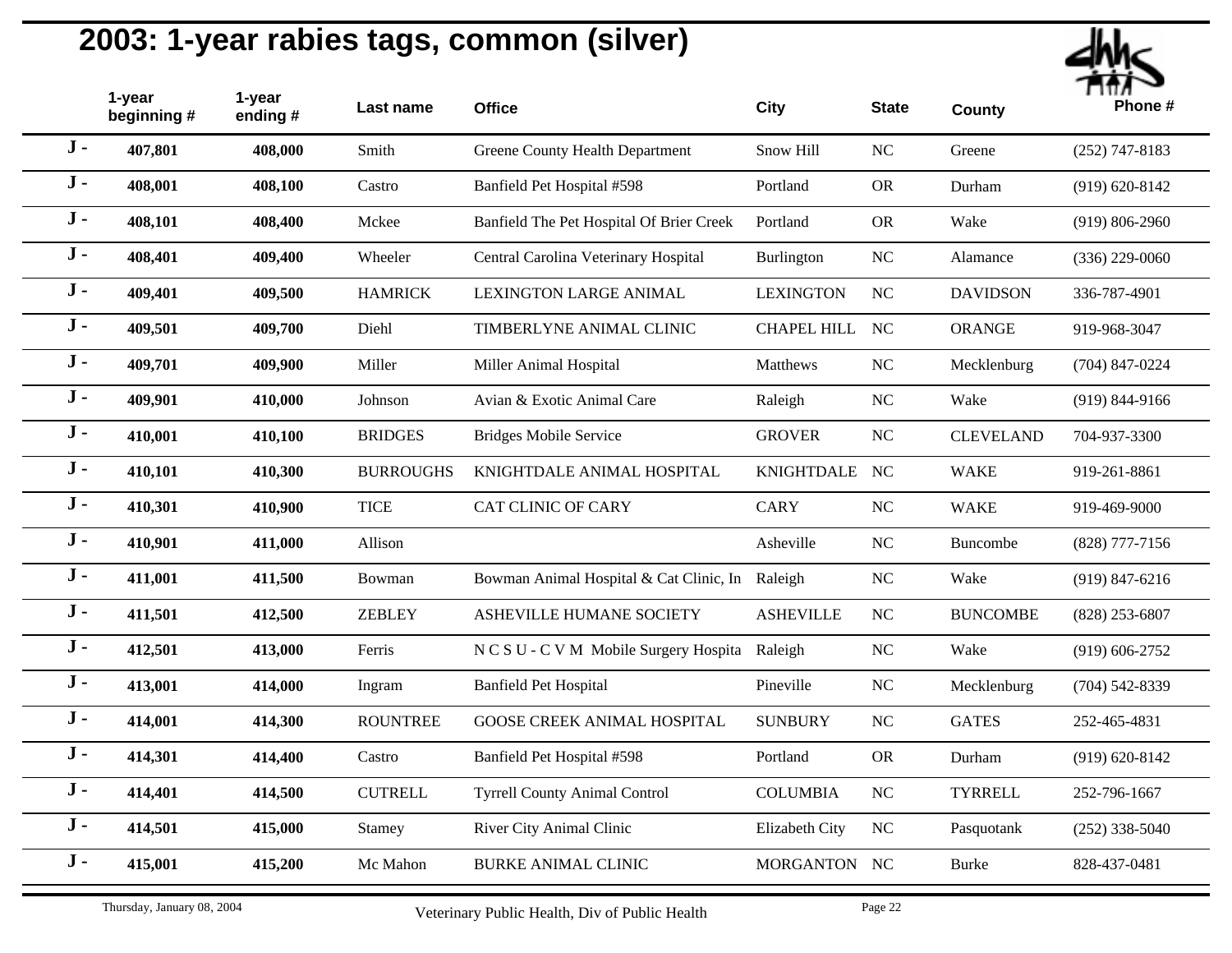# 2003: 1-year rabies tags, common (silver)

| | 1-year beginning # | 1-year ending # | Last name | Office | City | State | County | Phone # |
|---|---|---|---|---|---|---|---|---|
| J - | 407,801 | 408,000 | Smith | Greene County Health Department | Snow Hill | NC | Greene | (252) 747-8183 |
| J - | 408,001 | 408,100 | Castro | Banfield Pet Hospital #598 | Portland | OR | Durham | (919) 620-8142 |
| J - | 408,101 | 408,400 | Mckee | Banfield The Pet Hospital Of Brier Creek | Portland | OR | Wake | (919) 806-2960 |
| J - | 408,401 | 409,400 | Wheeler | Central Carolina Veterinary Hospital | Burlington | NC | Alamance | (336) 229-0060 |
| J - | 409,401 | 409,500 | HAMRICK | LEXINGTON LARGE ANIMAL | LEXINGTON | NC | DAVIDSON | 336-787-4901 |
| J - | 409,501 | 409,700 | Diehl | TIMBERLYNE ANIMAL CLINIC | CHAPEL HILL | NC | ORANGE | 919-968-3047 |
| J - | 409,701 | 409,900 | Miller | Miller Animal Hospital | Matthews | NC | Mecklenburg | (704) 847-0224 |
| J - | 409,901 | 410,000 | Johnson | Avian & Exotic Animal Care | Raleigh | NC | Wake | (919) 844-9166 |
| J - | 410,001 | 410,100 | BRIDGES | Bridges Mobile Service | GROVER | NC | CLEVELAND | 704-937-3300 |
| J - | 410,101 | 410,300 | BURROUGHS | KNIGHTDALE ANIMAL HOSPITAL | KNIGHTDALE | NC | WAKE | 919-261-8861 |
| J - | 410,301 | 410,900 | TICE | CAT CLINIC OF CARY | CARY | NC | WAKE | 919-469-9000 |
| J - | 410,901 | 411,000 | Allison | | Asheville | NC | Buncombe | (828) 777-7156 |
| J - | 411,001 | 411,500 | Bowman | Bowman Animal Hospital & Cat Clinic, In | Raleigh | NC | Wake | (919) 847-6216 |
| J - | 411,501 | 412,500 | ZEBLEY | ASHEVILLE HUMANE SOCIETY | ASHEVILLE | NC | BUNCOMBE | (828) 253-6807 |
| J - | 412,501 | 413,000 | Ferris | N C S U - C V M Mobile Surgery Hospita | Raleigh | NC | Wake | (919) 606-2752 |
| J - | 413,001 | 414,000 | Ingram | Banfield Pet Hospital | Pineville | NC | Mecklenburg | (704) 542-8339 |
| J - | 414,001 | 414,300 | ROUNTREE | GOOSE CREEK ANIMAL HOSPITAL | SUNBURY | NC | GATES | 252-465-4831 |
| J - | 414,301 | 414,400 | Castro | Banfield Pet Hospital #598 | Portland | OR | Durham | (919) 620-8142 |
| J - | 414,401 | 414,500 | CUTRELL | Tyrrell County Animal Control | COLUMBIA | NC | TYRRELL | 252-796-1667 |
| J - | 414,501 | 415,000 | Stamey | River City Animal Clinic | Elizabeth City | NC | Pasquotank | (252) 338-5040 |
| J - | 415,001 | 415,200 | Mc Mahon | BURKE ANIMAL CLINIC | MORGANTON | NC | Burke | 828-437-0481 |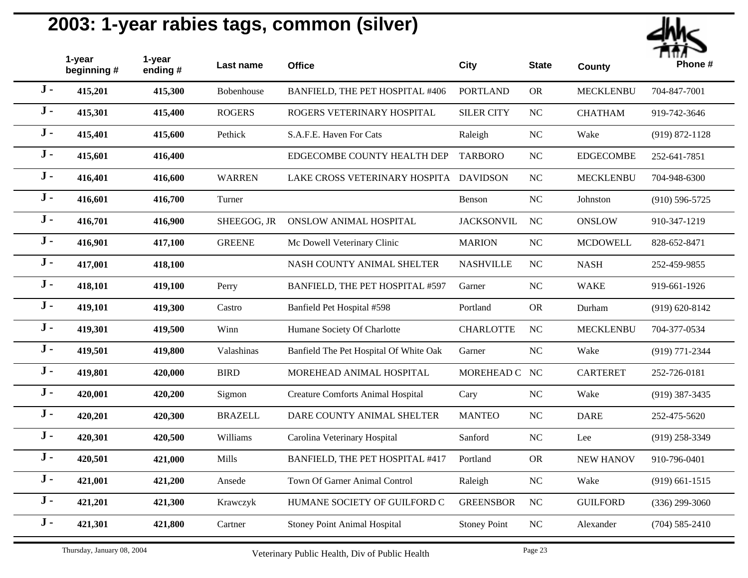## 2003: 1-year rabies tags, common (silver)

| | 1-year beginning # | 1-year ending # | Last name | Office | City | State | County | Phone # |
|---|---|---|---|---|---|---|---|---|
| J - | 415,201 | 415,300 | Bobenhouse | BANFIELD, THE PET HOSPITAL #406 | PORTLAND | OR | MECKLENBU | 704-847-7001 |
| J - | 415,301 | 415,400 | ROGERS | ROGERS VETERINARY HOSPITAL | SILER CITY | NC | CHATHAM | 919-742-3646 |
| J - | 415,401 | 415,600 | Pethick | S.A.F.E. Haven For Cats | Raleigh | NC | Wake | (919) 872-1128 |
| J - | 415,601 | 416,400 | | EDGECOMBE COUNTY HEALTH DEP | TARBORO | NC | EDGECOMBE | 252-641-7851 |
| J - | 416,401 | 416,600 | WARREN | LAKE CROSS VETERINARY HOSPITA | DAVIDSON | NC | MECKLENBU | 704-948-6300 |
| J - | 416,601 | 416,700 | Turner | | Benson | NC | Johnston | (910) 596-5725 |
| J - | 416,701 | 416,900 | SHEEGOG, JR | ONSLOW ANIMAL HOSPITAL | JACKSONVIL | NC | ONSLOW | 910-347-1219 |
| J - | 416,901 | 417,100 | GREENE | Mc Dowell Veterinary Clinic | MARION | NC | MCDOWELL | 828-652-8471 |
| J - | 417,001 | 418,100 | | NASH COUNTY ANIMAL SHELTER | NASHVILLE | NC | NASH | 252-459-9855 |
| J - | 418,101 | 419,100 | Perry | BANFIELD, THE PET HOSPITAL #597 | Garner | NC | WAKE | 919-661-1926 |
| J - | 419,101 | 419,300 | Castro | Banfield Pet Hospital #598 | Portland | OR | Durham | (919) 620-8142 |
| J - | 419,301 | 419,500 | Winn | Humane Society Of Charlotte | CHARLOTTE | NC | MECKLENBU | 704-377-0534 |
| J - | 419,501 | 419,800 | Valashinas | Banfield The Pet Hospital Of White Oak | Garner | NC | Wake | (919) 771-2344 |
| J - | 419,801 | 420,000 | BIRD | MOREHEAD ANIMAL HOSPITAL | MOREHEAD C | NC | CARTERET | 252-726-0181 |
| J - | 420,001 | 420,200 | Sigmon | Creature Comforts Animal Hospital | Cary | NC | Wake | (919) 387-3435 |
| J - | 420,201 | 420,300 | BRAZELL | DARE COUNTY ANIMAL SHELTER | MANTEO | NC | DARE | 252-475-5620 |
| J - | 420,301 | 420,500 | Williams | Carolina Veterinary Hospital | Sanford | NC | Lee | (919) 258-3349 |
| J - | 420,501 | 421,000 | Mills | BANFIELD, THE PET HOSPITAL #417 | Portland | OR | NEW HANOV | 910-796-0401 |
| J - | 421,001 | 421,200 | Ansede | Town Of Garner Animal Control | Raleigh | NC | Wake | (919) 661-1515 |
| J - | 421,201 | 421,300 | Krawczyk | HUMANE SOCIETY OF GUILFORD C | GREENSBOR | NC | GUILFORD | (336) 299-3060 |
| J - | 421,301 | 421,800 | Cartner | Stoney Point Animal Hospital | Stoney Point | NC | Alexander | (704) 585-2410 |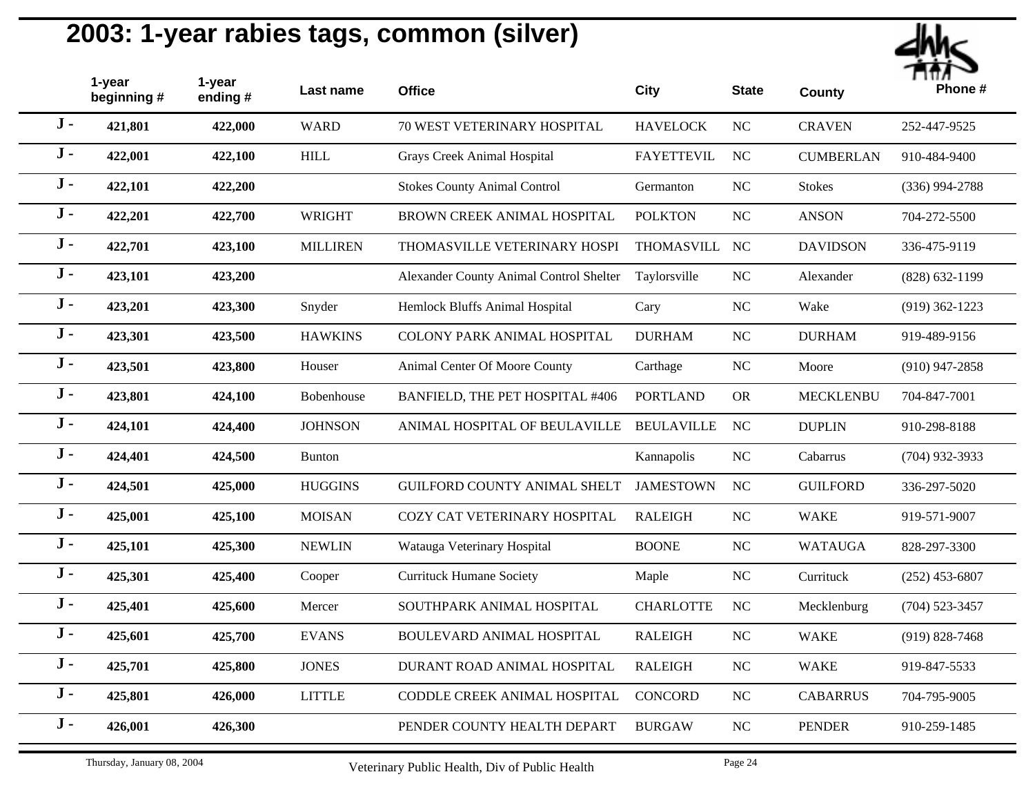# 2003: 1-year rabies tags, common (silver)

| | 1-year beginning # | 1-year ending # | Last name | Office | City | State | County | Phone # |
|---|---|---|---|---|---|---|---|---|
| J - | 421,801 | 422,000 | WARD | 70 WEST VETERINARY HOSPITAL | HAVELOCK | NC | CRAVEN | 252-447-9525 |
| J - | 422,001 | 422,100 | HILL | Grays Creek Animal Hospital | FAYETTEVIL | NC | CUMBERLAN | 910-484-9400 |
| J - | 422,101 | 422,200 | | Stokes County Animal Control | Germanton | NC | Stokes | (336) 994-2788 |
| J - | 422,201 | 422,700 | WRIGHT | BROWN CREEK ANIMAL HOSPITAL | POLKTON | NC | ANSON | 704-272-5500 |
| J - | 422,701 | 423,100 | MILLIREN | THOMASVILLE VETERINARY HOSPI | THOMASVILL | NC | DAVIDSON | 336-475-9119 |
| J - | 423,101 | 423,200 | | Alexander County Animal Control Shelter | Taylorsville | NC | Alexander | (828) 632-1199 |
| J - | 423,201 | 423,300 | Snyder | Hemlock Bluffs Animal Hospital | Cary | NC | Wake | (919) 362-1223 |
| J - | 423,301 | 423,500 | HAWKINS | COLONY PARK ANIMAL HOSPITAL | DURHAM | NC | DURHAM | 919-489-9156 |
| J - | 423,501 | 423,800 | Houser | Animal Center Of Moore County | Carthage | NC | Moore | (910) 947-2858 |
| J - | 423,801 | 424,100 | Bobenhouse | BANFIELD, THE PET HOSPITAL #406 | PORTLAND | OR | MECKLENBU | 704-847-7001 |
| J - | 424,101 | 424,400 | JOHNSON | ANIMAL HOSPITAL OF BEULAVILLE | BEULAVILLE | NC | DUPLIN | 910-298-8188 |
| J - | 424,401 | 424,500 | Bunton | | Kannapolis | NC | Cabarrus | (704) 932-3933 |
| J - | 424,501 | 425,000 | HUGGINS | GUILFORD COUNTY ANIMAL SHELT | JAMESTOWN | NC | GUILFORD | 336-297-5020 |
| J - | 425,001 | 425,100 | MOISAN | COZY CAT VETERINARY HOSPITAL | RALEIGH | NC | WAKE | 919-571-9007 |
| J - | 425,101 | 425,300 | NEWLIN | Watauga Veterinary Hospital | BOONE | NC | WATAUGA | 828-297-3300 |
| J - | 425,301 | 425,400 | Cooper | Currituck Humane Society | Maple | NC | Currituck | (252) 453-6807 |
| J - | 425,401 | 425,600 | Mercer | SOUTHPARK ANIMAL HOSPITAL | CHARLOTTE | NC | Mecklenburg | (704) 523-3457 |
| J - | 425,601 | 425,700 | EVANS | BOULEVARD ANIMAL HOSPITAL | RALEIGH | NC | WAKE | (919) 828-7468 |
| J - | 425,701 | 425,800 | JONES | DURANT ROAD ANIMAL HOSPITAL | RALEIGH | NC | WAKE | 919-847-5533 |
| J - | 425,801 | 426,000 | LITTLE | CODDLE CREEK ANIMAL HOSPITAL | CONCORD | NC | CABARRUS | 704-795-9005 |
| J - | 426,001 | 426,300 | | PENDER COUNTY HEALTH DEPART | BURGAW | NC | PENDER | 910-259-1485 |

Thursday, January 08, 2004 — Veterinary Public Health, Div of Public Health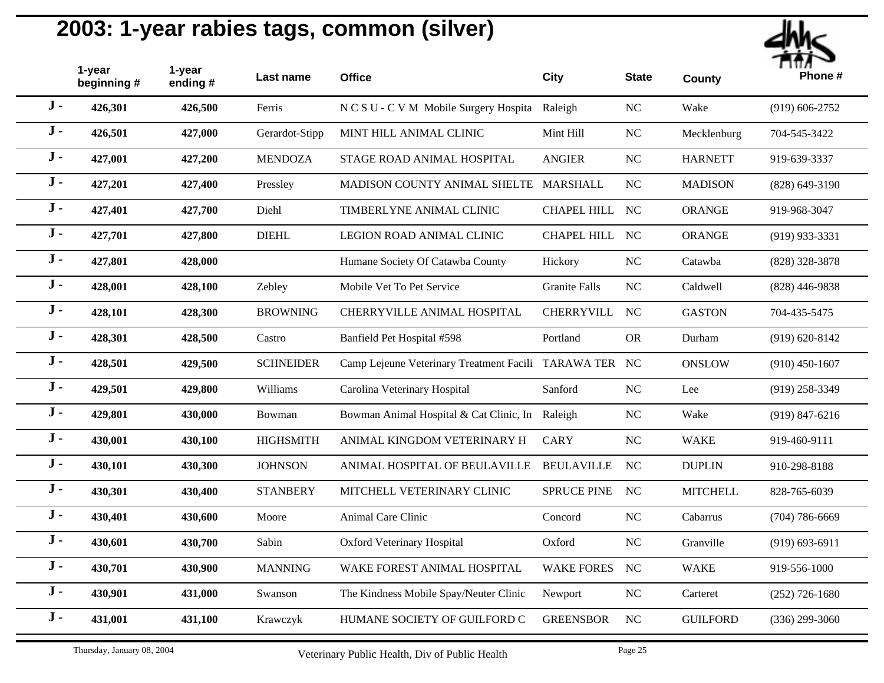# 2003: 1-year rabies tags, common (silver)

| | 1-year beginning # | 1-year ending # | Last name | Office | City | State | County | Phone # |
|---|---|---|---|---|---|---|---|---|
| J - | 426,301 | 426,500 | Ferris | N C S U - C V M Mobile Surgery Hospita | Raleigh | NC | Wake | (919) 606-2752 |
| J - | 426,501 | 427,000 | Gerardot-Stipp | MINT HILL ANIMAL CLINIC | Mint Hill | NC | Mecklenburg | 704-545-3422 |
| J - | 427,001 | 427,200 | MENDOZA | STAGE ROAD ANIMAL HOSPITAL | ANGIER | NC | HARNETT | 919-639-3337 |
| J - | 427,201 | 427,400 | Pressley | MADISON COUNTY ANIMAL SHELTE | MARSHALL | NC | MADISON | (828) 649-3190 |
| J - | 427,401 | 427,700 | Diehl | TIMBERLYNE ANIMAL CLINIC | CHAPEL HILL | NC | ORANGE | 919-968-3047 |
| J - | 427,701 | 427,800 | DIEHL | LEGION ROAD ANIMAL CLINIC | CHAPEL HILL | NC | ORANGE | (919) 933-3331 |
| J - | 427,801 | 428,000 | | Humane Society Of Catawba County | Hickory | NC | Catawba | (828) 328-3878 |
| J - | 428,001 | 428,100 | Zebley | Mobile Vet To Pet Service | Granite Falls | NC | Caldwell | (828) 446-9838 |
| J - | 428,101 | 428,300 | BROWNING | CHERRYVILLE ANIMAL HOSPITAL | CHERRYVILL | NC | GASTON | 704-435-5475 |
| J - | 428,301 | 428,500 | Castro | Banfield Pet Hospital #598 | Portland | OR | Durham | (919) 620-8142 |
| J - | 428,501 | 429,500 | SCHNEIDER | Camp Lejeune Veterinary Treatment Facili | TARAWA TER | NC | ONSLOW | (910) 450-1607 |
| J - | 429,501 | 429,800 | Williams | Carolina Veterinary Hospital | Sanford | NC | Lee | (919) 258-3349 |
| J - | 429,801 | 430,000 | Bowman | Bowman Animal Hospital & Cat Clinic, In | Raleigh | NC | Wake | (919) 847-6216 |
| J - | 430,001 | 430,100 | HIGHSMITH | ANIMAL KINGDOM VETERINARY H | CARY | NC | WAKE | 919-460-9111 |
| J - | 430,101 | 430,300 | JOHNSON | ANIMAL HOSPITAL OF BEULAVILLE | BEULAVILLE | NC | DUPLIN | 910-298-8188 |
| J - | 430,301 | 430,400 | STANBERY | MITCHELL VETERINARY CLINIC | SPRUCE PINE | NC | MITCHELL | 828-765-6039 |
| J - | 430,401 | 430,600 | Moore | Animal Care Clinic | Concord | NC | Cabarrus | (704) 786-6669 |
| J - | 430,601 | 430,700 | Sabin | Oxford Veterinary Hospital | Oxford | NC | Granville | (919) 693-6911 |
| J - | 430,701 | 430,900 | MANNING | WAKE FOREST ANIMAL HOSPITAL | WAKE FORES | NC | WAKE | 919-556-1000 |
| J - | 430,901 | 431,000 | Swanson | The Kindness Mobile Spay/Neuter Clinic | Newport | NC | Carteret | (252) 726-1680 |
| J - | 431,001 | 431,100 | Krawczyk | HUMANE SOCIETY OF GUILFORD C | GREENSBOR | NC | GUILFORD | (336) 299-3060 |

Thursday, January 08, 2004 — Veterinary Public Health, Div of Public Health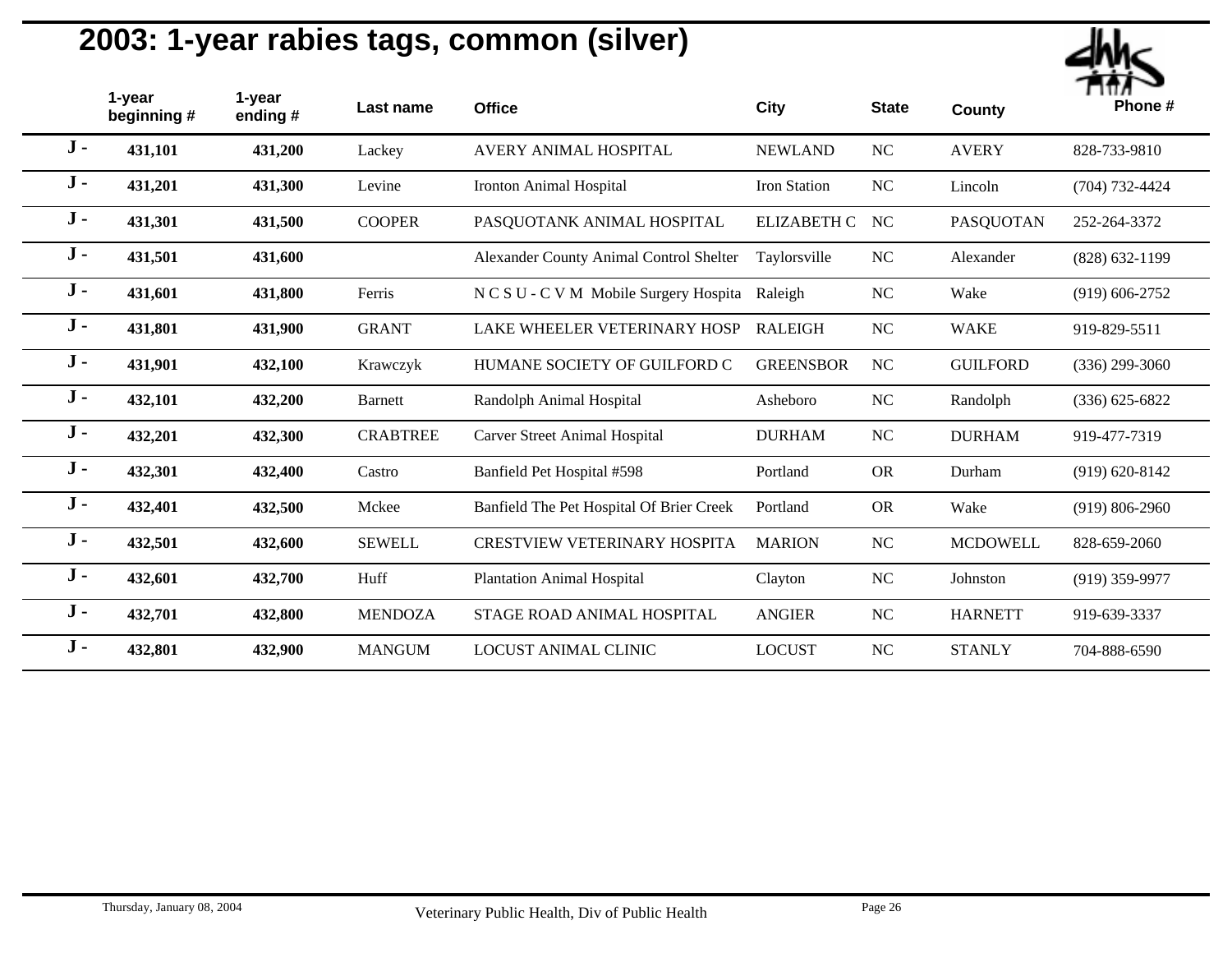# 2003: 1-year rabies tags, common (silver)

| | 1-year beginning # | 1-year ending # | Last name | Office | City | State | County | Phone # |
|---|---|---|---|---|---|---|---|---|
| J - | 431,101 | 431,200 | Lackey | AVERY ANIMAL HOSPITAL | NEWLAND | NC | AVERY | 828-733-9810 |
| J - | 431,201 | 431,300 | Levine | Ironton Animal Hospital | Iron Station | NC | Lincoln | (704) 732-4424 |
| J - | 431,301 | 431,500 | COOPER | PASQUOTANK ANIMAL HOSPITAL | ELIZABETH C | NC | PASQUOTAN | 252-264-3372 |
| J - | 431,501 | 431,600 | | Alexander County Animal Control Shelter | Taylorsville | NC | Alexander | (828) 632-1199 |
| J - | 431,601 | 431,800 | Ferris | N C S U - C V M Mobile Surgery Hospita | Raleigh | NC | Wake | (919) 606-2752 |
| J - | 431,801 | 431,900 | GRANT | LAKE WHEELER VETERINARY HOSP | RALEIGH | NC | WAKE | 919-829-5511 |
| J - | 431,901 | 432,100 | Krawczyk | HUMANE SOCIETY OF GUILFORD C | GREENSBOR | NC | GUILFORD | (336) 299-3060 |
| J - | 432,101 | 432,200 | Barnett | Randolph Animal Hospital | Asheboro | NC | Randolph | (336) 625-6822 |
| J - | 432,201 | 432,300 | CRABTREE | Carver Street Animal Hospital | DURHAM | NC | DURHAM | 919-477-7319 |
| J - | 432,301 | 432,400 | Castro | Banfield Pet Hospital #598 | Portland | OR | Durham | (919) 620-8142 |
| J - | 432,401 | 432,500 | Mckee | Banfield The Pet Hospital Of Brier Creek | Portland | OR | Wake | (919) 806-2960 |
| J - | 432,501 | 432,600 | SEWELL | CRESTVIEW VETERINARY HOSPITA | MARION | NC | MCDOWELL | 828-659-2060 |
| J - | 432,601 | 432,700 | Huff | Plantation Animal Hospital | Clayton | NC | Johnston | (919) 359-9977 |
| J - | 432,701 | 432,800 | MENDOZA | STAGE ROAD ANIMAL HOSPITAL | ANGIER | NC | HARNETT | 919-639-3337 |
| J - | 432,801 | 432,900 | MANGUM | LOCUST ANIMAL CLINIC | LOCUST | NC | STANLY | 704-888-6590 |

Thursday, January 08, 2004 — Veterinary Public Health, Div of Public Health